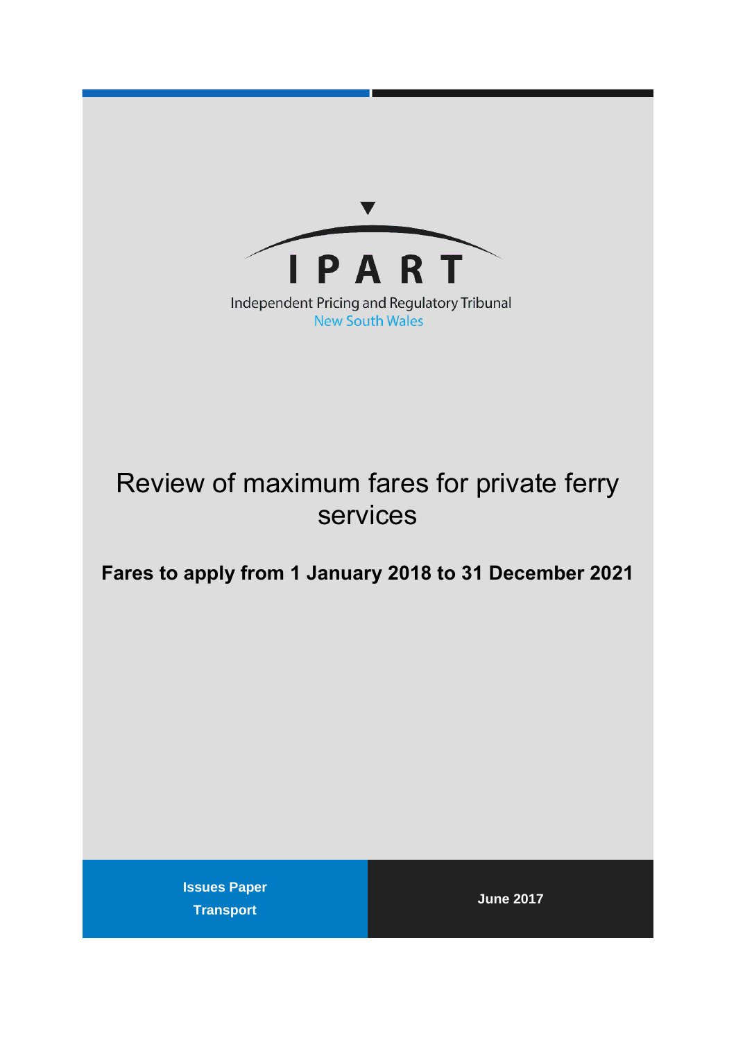IPART

Independent Pricing and Regulatory Tribunal

New South Wales

# Review of maximum fares for private ferry services

## Fares to apply from 1 January 2018 to 31 December 2021

**Issues Paper**

**Transport**

**June 2017**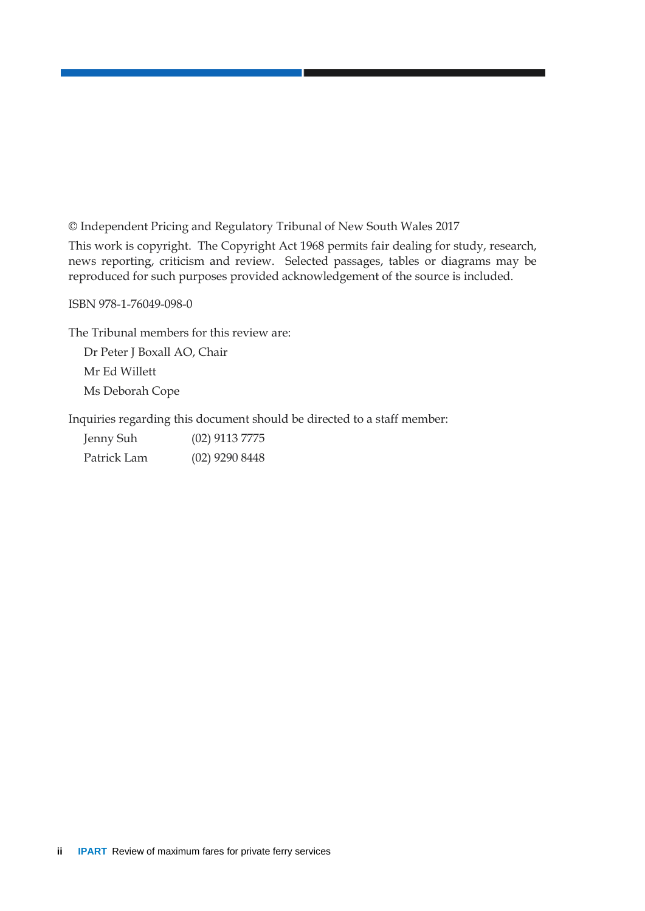© Independent Pricing and Regulatory Tribunal of New South Wales 2017

This work is copyright. The Copyright Act 1968 permits fair dealing for study, research, news reporting, criticism and review. Selected passages, tables or diagrams may be reproduced for such purposes provided acknowledgement of the source is included.

ISBN 978-1-76049-098-0

The Tribunal members for this review are:

Dr Peter J Boxall AO, Chair

Mr Ed Willett

Ms Deborah Cope

Inquiries regarding this document should be directed to a staff member:

| | |
|---|---|
| Jenny Suh | (02) 9113 7775 |
| Patrick Lam | (02) 9290 8448 |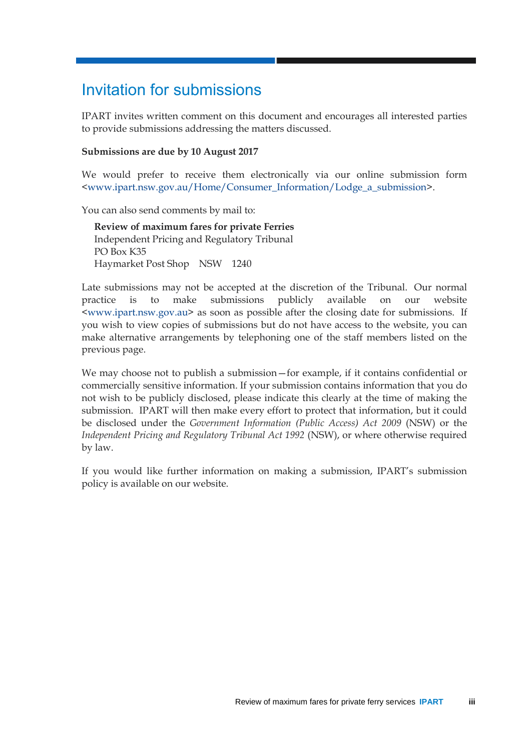# Invitation for submissions

IPART invites written comment on this document and encourages all interested parties to provide submissions addressing the matters discussed.

**Submissions are due by 10 August 2017**

We would prefer to receive them electronically via our online submission form <www.ipart.nsw.gov.au/Home/Consumer_Information/Lodge_a_submission>.

You can also send comments by mail to:

> **Review of maximum fares for private Ferries**
> Independent Pricing and Regulatory Tribunal
> PO Box K35
> Haymarket Post Shop NSW 1240

Late submissions may not be accepted at the discretion of the Tribunal. Our normal practice is to make submissions publicly available on our website <www.ipart.nsw.gov.au> as soon as possible after the closing date for submissions. If you wish to view copies of submissions but do not have access to the website, you can make alternative arrangements by telephoning one of the staff members listed on the previous page.

We may choose not to publish a submission—for example, if it contains confidential or commercially sensitive information. If your submission contains information that you do not wish to be publicly disclosed, please indicate this clearly at the time of making the submission. IPART will then make every effort to protect that information, but it could be disclosed under the *Government Information (Public Access) Act 2009* (NSW) or the *Independent Pricing and Regulatory Tribunal Act 1992* (NSW), or where otherwise required by law.

If you would like further information on making a submission, IPART's submission policy is available on our website.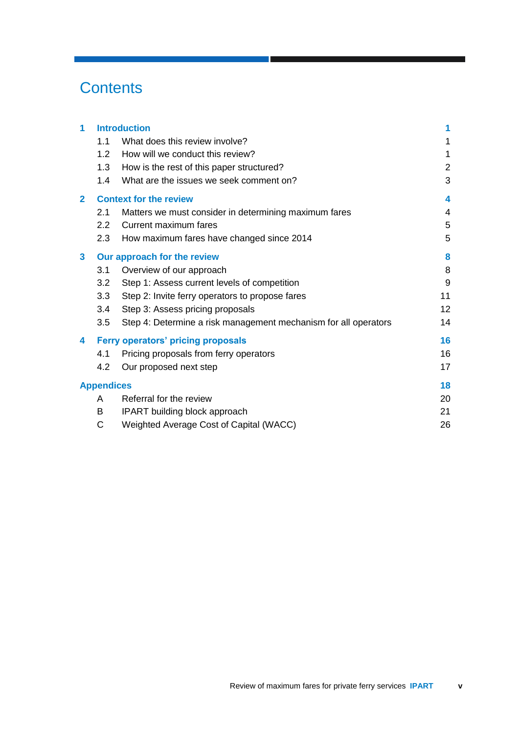# Contents

| | | |
|---|---|---|
| **1** | **Introduction** | **1** |
| 1.1 | What does this review involve? | 1 |
| 1.2 | How will we conduct this review? | 1 |
| 1.3 | How is the rest of this paper structured? | 2 |
| 1.4 | What are the issues we seek comment on? | 3 |
| **2** | **Context for the review** | **4** |
| 2.1 | Matters we must consider in determining maximum fares | 4 |
| 2.2 | Current maximum fares | 5 |
| 2.3 | How maximum fares have changed since 2014 | 5 |
| **3** | **Our approach for the review** | **8** |
| 3.1 | Overview of our approach | 8 |
| 3.2 | Step 1: Assess current levels of competition | 9 |
| 3.3 | Step 2: Invite ferry operators to propose fares | 11 |
| 3.4 | Step 3: Assess pricing proposals | 12 |
| 3.5 | Step 4: Determine a risk management mechanism for all operators | 14 |
| **4** | **Ferry operators' pricing proposals** | **16** |
| 4.1 | Pricing proposals from ferry operators | 16 |
| 4.2 | Our proposed next step | 17 |
| **Appendices** | | **18** |
| A | Referral for the review | 20 |
| B | IPART building block approach | 21 |
| C | Weighted Average Cost of Capital (WACC) | 26 |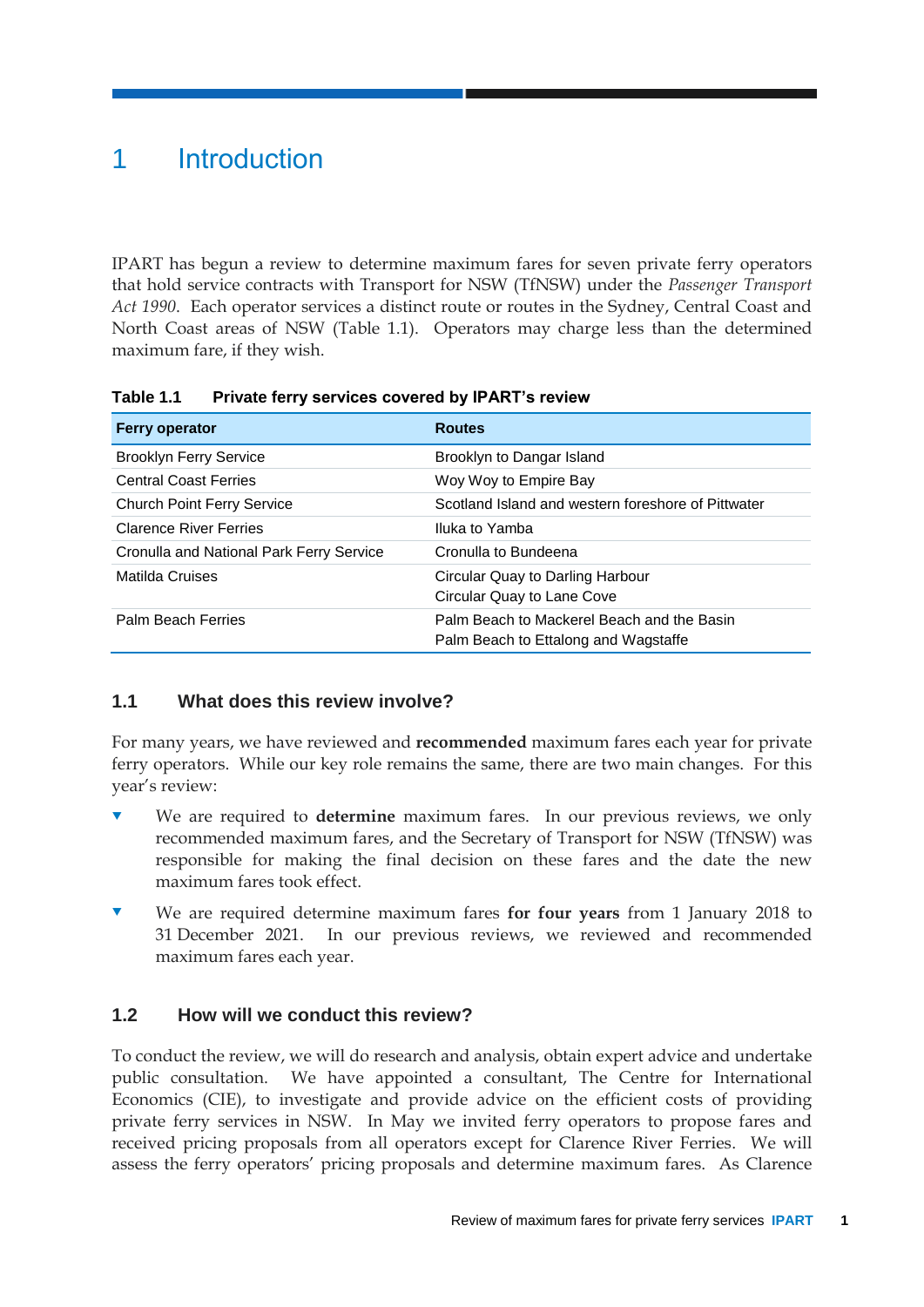# 1 Introduction

IPART has begun a review to determine maximum fares for seven private ferry operators that hold service contracts with Transport for NSW (TfNSW) under the *Passenger Transport Act 1990*. Each operator services a distinct route or routes in the Sydney, Central Coast and North Coast areas of NSW (Table 1.1). Operators may charge less than the determined maximum fare, if they wish.

**Table 1.1 Private ferry services covered by IPART's review**

| Ferry operator | Routes |
|---|---|
| Brooklyn Ferry Service | Brooklyn to Dangar Island |
| Central Coast Ferries | Woy Woy to Empire Bay |
| Church Point Ferry Service | Scotland Island and western foreshore of Pittwater |
| Clarence River Ferries | Iluka to Yamba |
| Cronulla and National Park Ferry Service | Cronulla to Bundeena |
| Matilda Cruises | Circular Quay to Darling Harbour<br>Circular Quay to Lane Cove |
| Palm Beach Ferries | Palm Beach to Mackerel Beach and the Basin<br>Palm Beach to Ettalong and Wagstaffe |

## 1.1 What does this review involve?

For many years, we have reviewed and **recommended** maximum fares each year for private ferry operators. While our key role remains the same, there are two main changes. For this year's review:

- We are required to **determine** maximum fares. In our previous reviews, we only recommended maximum fares, and the Secretary of Transport for NSW (TfNSW) was responsible for making the final decision on these fares and the date the new maximum fares took effect.
- We are required determine maximum fares **for four years** from 1 January 2018 to 31 December 2021. In our previous reviews, we reviewed and recommended maximum fares each year.

## 1.2 How will we conduct this review?

To conduct the review, we will do research and analysis, obtain expert advice and undertake public consultation. We have appointed a consultant, The Centre for International Economics (CIE), to investigate and provide advice on the efficient costs of providing private ferry services in NSW. In May we invited ferry operators to propose fares and received pricing proposals from all operators except for Clarence River Ferries. We will assess the ferry operators' pricing proposals and determine maximum fares. As Clarence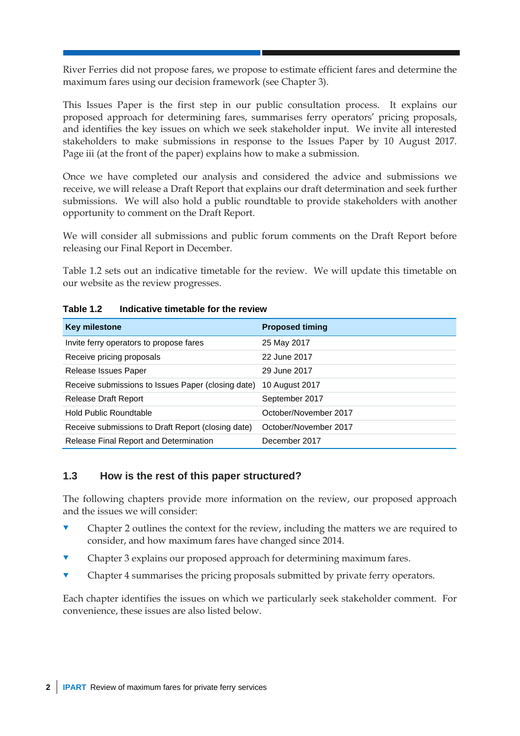River Ferries did not propose fares, we propose to estimate efficient fares and determine the maximum fares using our decision framework (see Chapter 3).

This Issues Paper is the first step in our public consultation process. It explains our proposed approach for determining fares, summarises ferry operators' pricing proposals, and identifies the key issues on which we seek stakeholder input. We invite all interested stakeholders to make submissions in response to the Issues Paper by 10 August 2017. Page iii (at the front of the paper) explains how to make a submission.

Once we have completed our analysis and considered the advice and submissions we receive, we will release a Draft Report that explains our draft determination and seek further submissions. We will also hold a public roundtable to provide stakeholders with another opportunity to comment on the Draft Report.

We will consider all submissions and public forum comments on the Draft Report before releasing our Final Report in December.

Table 1.2 sets out an indicative timetable for the review. We will update this timetable on our website as the review progresses.

**Table 1.2 Indicative timetable for the review**

| Key milestone | Proposed timing |
|---|---|
| Invite ferry operators to propose fares | 25 May 2017 |
| Receive pricing proposals | 22 June 2017 |
| Release Issues Paper | 29 June 2017 |
| Receive submissions to Issues Paper (closing date) | 10 August 2017 |
| Release Draft Report | September 2017 |
| Hold Public Roundtable | October/November 2017 |
| Receive submissions to Draft Report (closing date) | October/November 2017 |
| Release Final Report and Determination | December 2017 |

## 1.3 How is the rest of this paper structured?

The following chapters provide more information on the review, our proposed approach and the issues we will consider:

- Chapter 2 outlines the context for the review, including the matters we are required to consider, and how maximum fares have changed since 2014.
- Chapter 3 explains our proposed approach for determining maximum fares.
- Chapter 4 summarises the pricing proposals submitted by private ferry operators.

Each chapter identifies the issues on which we particularly seek stakeholder comment. For convenience, these issues are also listed below.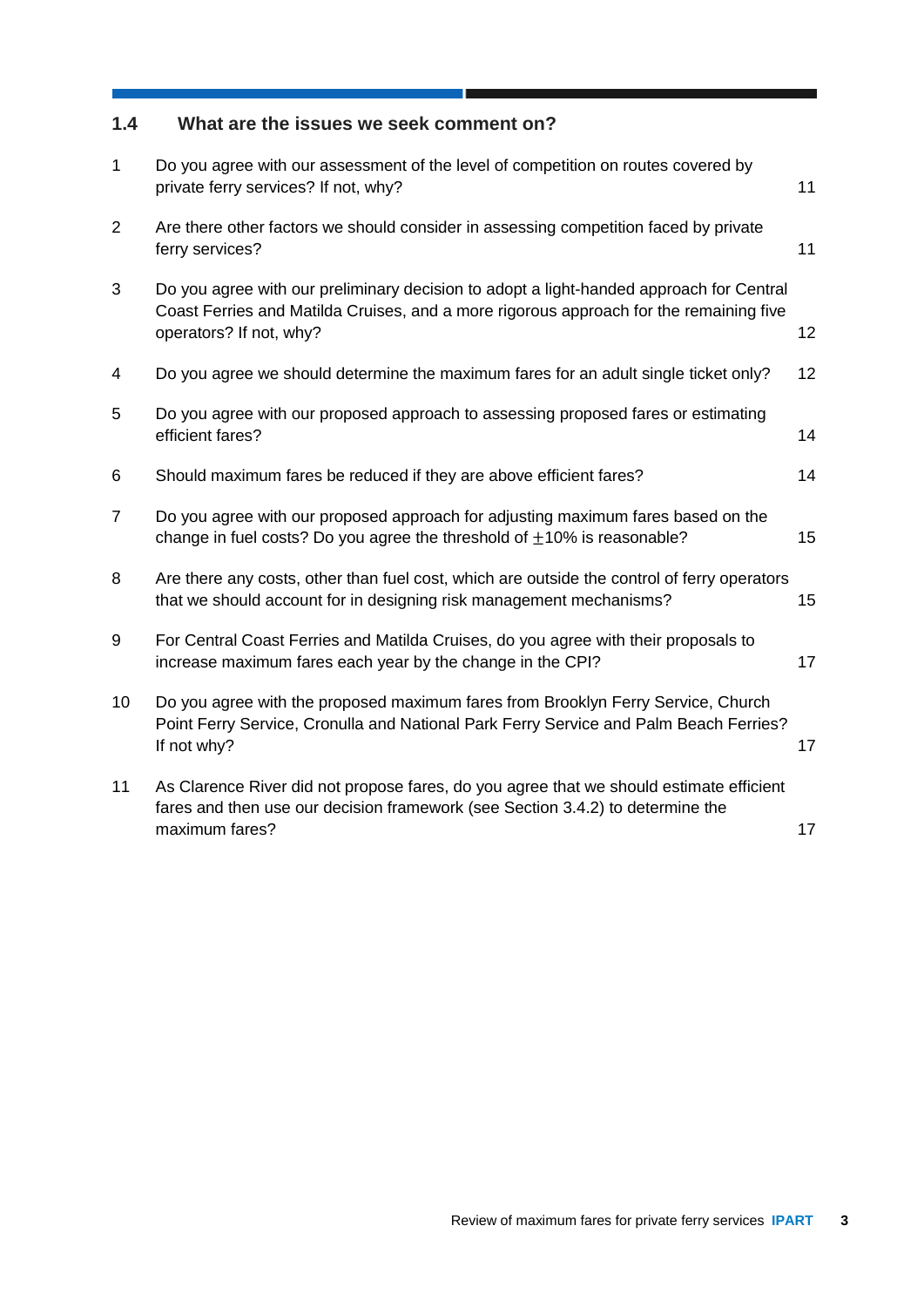## 1.4 What are the issues we seek comment on?

| | | |
|---|---|---|
| 1 | Do you agree with our assessment of the level of competition on routes covered by private ferry services? If not, why? | 11 |
| 2 | Are there other factors we should consider in assessing competition faced by private ferry services? | 11 |
| 3 | Do you agree with our preliminary decision to adopt a light-handed approach for Central Coast Ferries and Matilda Cruises, and a more rigorous approach for the remaining five operators? If not, why? | 12 |
| 4 | Do you agree we should determine the maximum fares for an adult single ticket only? | 12 |
| 5 | Do you agree with our proposed approach to assessing proposed fares or estimating efficient fares? | 14 |
| 6 | Should maximum fares be reduced if they are above efficient fares? | 14 |
| 7 | Do you agree with our proposed approach for adjusting maximum fares based on the change in fuel costs? Do you agree the threshold of $\pm$10% is reasonable? | 15 |
| 8 | Are there any costs, other than fuel cost, which are outside the control of ferry operators that we should account for in designing risk management mechanisms? | 15 |
| 9 | For Central Coast Ferries and Matilda Cruises, do you agree with their proposals to increase maximum fares each year by the change in the CPI? | 17 |
| 10 | Do you agree with the proposed maximum fares from Brooklyn Ferry Service, Church Point Ferry Service, Cronulla and National Park Ferry Service and Palm Beach Ferries? If not why? | 17 |
| 11 | As Clarence River did not propose fares, do you agree that we should estimate efficient fares and then use our decision framework (see Section 3.4.2) to determine the maximum fares? | 17 |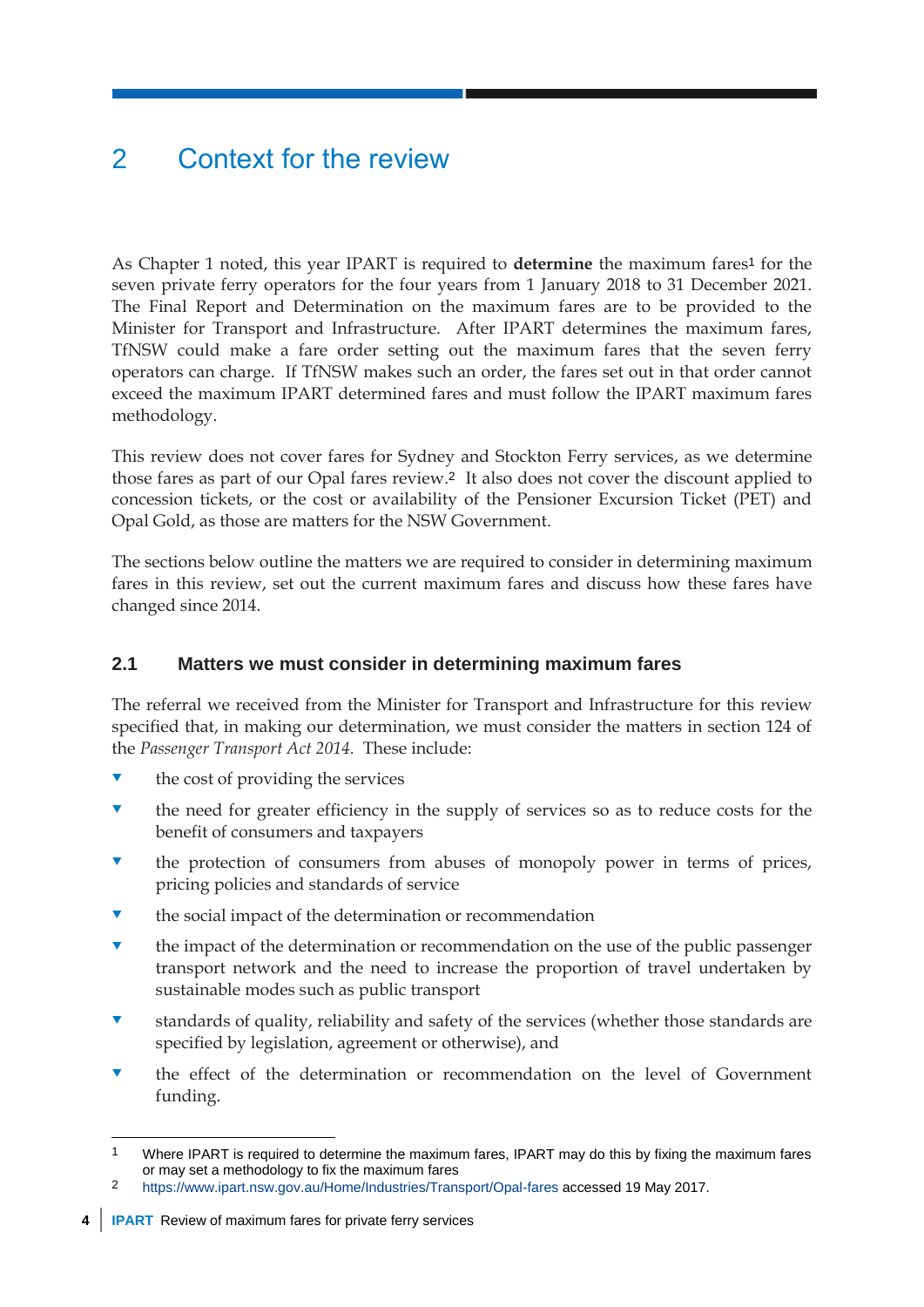# 2 Context for the review

As Chapter 1 noted, this year IPART is required to **determine** the maximum fares[1] for the seven private ferry operators for the four years from 1 January 2018 to 31 December 2021. The Final Report and Determination on the maximum fares are to be provided to the Minister for Transport and Infrastructure. After IPART determines the maximum fares, TfNSW could make a fare order setting out the maximum fares that the seven ferry operators can charge. If TfNSW makes such an order, the fares set out in that order cannot exceed the maximum IPART determined fares and must follow the IPART maximum fares methodology.

This review does not cover fares for Sydney and Stockton Ferry services, as we determine those fares as part of our Opal fares review.[2] It also does not cover the discount applied to concession tickets, or the cost or availability of the Pensioner Excursion Ticket (PET) and Opal Gold, as those are matters for the NSW Government.

The sections below outline the matters we are required to consider in determining maximum fares in this review, set out the current maximum fares and discuss how these fares have changed since 2014.

## 2.1 Matters we must consider in determining maximum fares

The referral we received from the Minister for Transport and Infrastructure for this review specified that, in making our determination, we must consider the matters in section 124 of the *Passenger Transport Act 2014*. These include:

- the cost of providing the services
- the need for greater efficiency in the supply of services so as to reduce costs for the benefit of consumers and taxpayers
- the protection of consumers from abuses of monopoly power in terms of prices, pricing policies and standards of service
- the social impact of the determination or recommendation
- the impact of the determination or recommendation on the use of the public passenger transport network and the need to increase the proportion of travel undertaken by sustainable modes such as public transport
- standards of quality, reliability and safety of the services (whether those standards are specified by legislation, agreement or otherwise), and
- the effect of the determination or recommendation on the level of Government funding.

---

1 Where IPART is required to determine the maximum fares, IPART may do this by fixing the maximum fares or may set a methodology to fix the maximum fares

2 https://www.ipart.nsw.gov.au/Home/Industries/Transport/Opal-fares accessed 19 May 2017.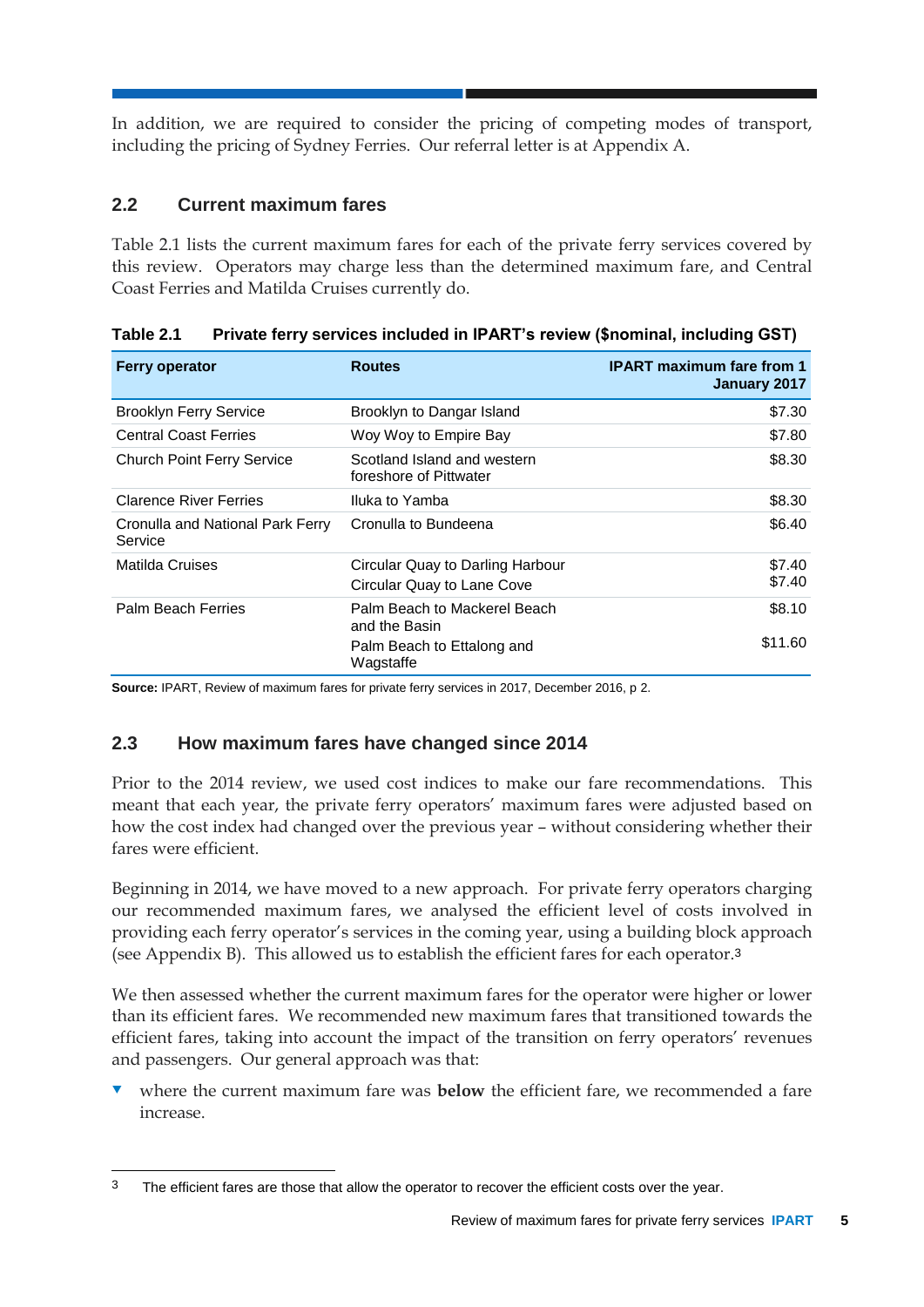In addition, we are required to consider the pricing of competing modes of transport, including the pricing of Sydney Ferries. Our referral letter is at Appendix A.

## 2.2 Current maximum fares

Table 2.1 lists the current maximum fares for each of the private ferry services covered by this review. Operators may charge less than the determined maximum fare, and Central Coast Ferries and Matilda Cruises currently do.

**Table 2.1 Private ferry services included in IPART's review ($nominal, including GST)**

| Ferry operator | Routes | IPART maximum fare from 1 January 2017 |
|---|---|---|
| Brooklyn Ferry Service | Brooklyn to Dangar Island | $7.30 |
| Central Coast Ferries | Woy Woy to Empire Bay | $7.80 |
| Church Point Ferry Service | Scotland Island and western foreshore of Pittwater | $8.30 |
| Clarence River Ferries | Iluka to Yamba | $8.30 |
| Cronulla and National Park Ferry Service | Cronulla to Bundeena | $6.40 |
| Matilda Cruises | Circular Quay to Darling Harbour | $7.40 |
| | Circular Quay to Lane Cove | $7.40 |
| Palm Beach Ferries | Palm Beach to Mackerel Beach and the Basin | $8.10 |
| | Palm Beach to Ettalong and Wagstaffe | $11.60 |

**Source:** IPART, Review of maximum fares for private ferry services in 2017, December 2016, p 2.

## 2.3 How maximum fares have changed since 2014

Prior to the 2014 review, we used cost indices to make our fare recommendations. This meant that each year, the private ferry operators' maximum fares were adjusted based on how the cost index had changed over the previous year – without considering whether their fares were efficient.

Beginning in 2014, we have moved to a new approach. For private ferry operators charging our recommended maximum fares, we analysed the efficient level of costs involved in providing each ferry operator's services in the coming year, using a building block approach (see Appendix B). This allowed us to establish the efficient fares for each operator.[3]

We then assessed whether the current maximum fares for the operator were higher or lower than its efficient fares. We recommended new maximum fares that transitioned towards the efficient fares, taking into account the impact of the transition on ferry operators' revenues and passengers. Our general approach was that:

- where the current maximum fare was **below** the efficient fare, we recommended a fare increase.

[3] The efficient fares are those that allow the operator to recover the efficient costs over the year.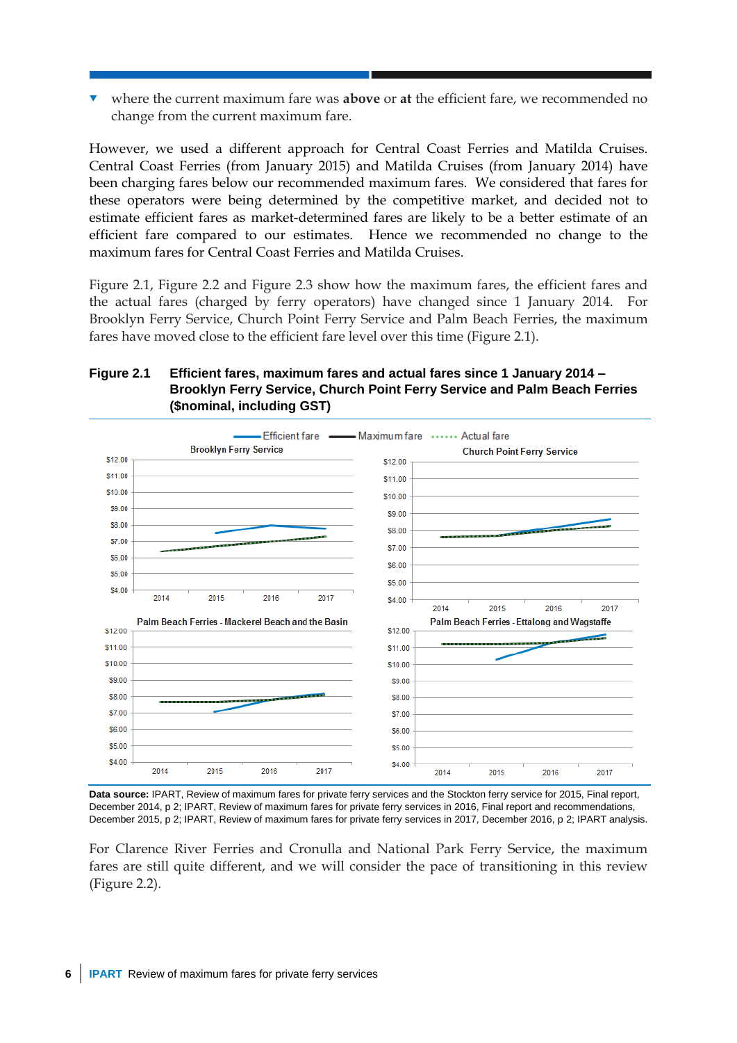- where the current maximum fare was **above** or **at** the efficient fare, we recommended no change from the current maximum fare.

However, we used a different approach for Central Coast Ferries and Matilda Cruises. Central Coast Ferries (from January 2015) and Matilda Cruises (from January 2014) have been charging fares below our recommended maximum fares. We considered that fares for these operators were being determined by the competitive market, and decided not to estimate efficient fares as market-determined fares are likely to be a better estimate of an efficient fare compared to our estimates. Hence we recommended no change to the maximum fares for Central Coast Ferries and Matilda Cruises.

Figure 2.1, Figure 2.2 and Figure 2.3 show how the maximum fares, the efficient fares and the actual fares (charged by ferry operators) have changed since 1 January 2014. For Brooklyn Ferry Service, Church Point Ferry Service and Palm Beach Ferries, the maximum fares have moved close to the efficient fare level over this time (Figure 2.1).

**Figure 2.1 Efficient fares, maximum fares and actual fares since 1 January 2014 – Brooklyn Ferry Service, Church Point Ferry Service and Palm Beach Ferries ($nominal, including GST)**

**Data source:** IPART, Review of maximum fares for private ferry services and the Stockton ferry service for 2015, Final report, December 2014, p 2; IPART, Review of maximum fares for private ferry services in 2016, Final report and recommendations, December 2015, p 2; IPART, Review of maximum fares for private ferry services in 2017, December 2016, p 2; IPART analysis.

For Clarence River Ferries and Cronulla and National Park Ferry Service, the maximum fares are still quite different, and we will consider the pace of transitioning in this review (Figure 2.2).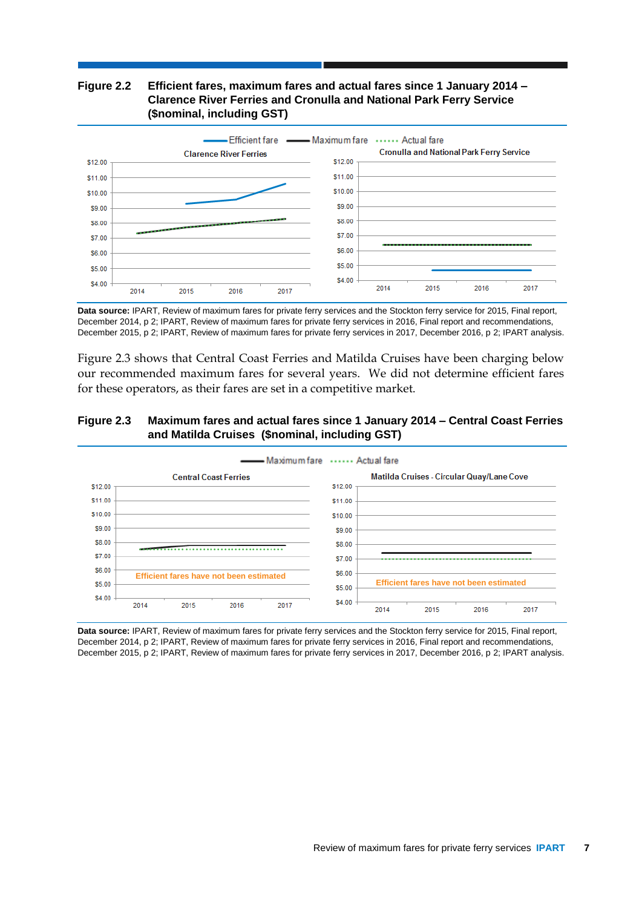**Figure 2.2 Efficient fares, maximum fares and actual fares since 1 January 2014 – Clarence River Ferries and Cronulla and National Park Ferry Service ($nominal, including GST)**

**Data source:** IPART, Review of maximum fares for private ferry services and the Stockton ferry service for 2015, Final report, December 2014, p 2; IPART, Review of maximum fares for private ferry services in 2016, Final report and recommendations, December 2015, p 2; IPART, Review of maximum fares for private ferry services in 2017, December 2016, p 2; IPART analysis.

Figure 2.3 shows that Central Coast Ferries and Matilda Cruises have been charging below our recommended maximum fares for several years. We did not determine efficient fares for these operators, as their fares are set in a competitive market.

**Figure 2.3 Maximum fares and actual fares since 1 January 2014 – Central Coast Ferries and Matilda Cruises ($nominal, including GST)**

**Data source:** IPART, Review of maximum fares for private ferry services and the Stockton ferry service for 2015, Final report, December 2014, p 2; IPART, Review of maximum fares for private ferry services in 2016, Final report and recommendations, December 2015, p 2; IPART, Review of maximum fares for private ferry services in 2017, December 2016, p 2; IPART analysis.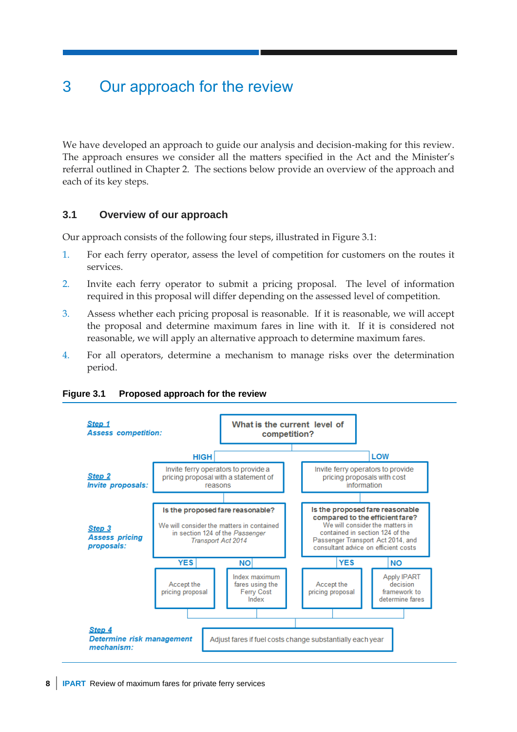# 3 Our approach for the review

We have developed an approach to guide our analysis and decision-making for this review. The approach ensures we consider all the matters specified in the Act and the Minister's referral outlined in Chapter 2. The sections below provide an overview of the approach and each of its key steps.

## 3.1 Overview of our approach

Our approach consists of the following four steps, illustrated in Figure 3.1:

1. For each ferry operator, assess the level of competition for customers on the routes it services.
2. Invite each ferry operator to submit a pricing proposal. The level of information required in this proposal will differ depending on the assessed level of competition.
3. Assess whether each pricing proposal is reasonable. If it is reasonable, we will accept the proposal and determine maximum fares in line with it. If it is considered not reasonable, we will apply an alternative approach to determine maximum fares.
4. For all operators, determine a mechanism to manage risks over the determination period.

**Figure 3.1 Proposed approach for the review**

***Step 1***
***Assess competition:***

What is the current level of competition?

- HIGH
- LOW

***Step 2***
***Invite proposals:***

- HIGH: Invite ferry operators to provide a pricing proposal with a statement of reasons
- LOW: Invite ferry operators to provide pricing proposals with cost information

***Step 3***
***Assess pricing proposals:***

- HIGH: **Is the proposed fare reasonable?** We will consider the matters in contained in section 124 of the *Passenger Transport Act 2014*
  - YES: Accept the pricing proposal
  - NO: Index maximum fares using the Ferry Cost Index
- LOW: **Is the proposed fare reasonable compared to the efficient fare?** We will consider the matters in contained in section 124 of the Passenger Transport Act 2014, and consultant advice on efficient costs
  - YES: Accept the pricing proposal
  - NO: Apply IPART decision framework to determine fares

***Step 4***
***Determine risk management mechanism:***

Adjust fares if fuel costs change substantially each year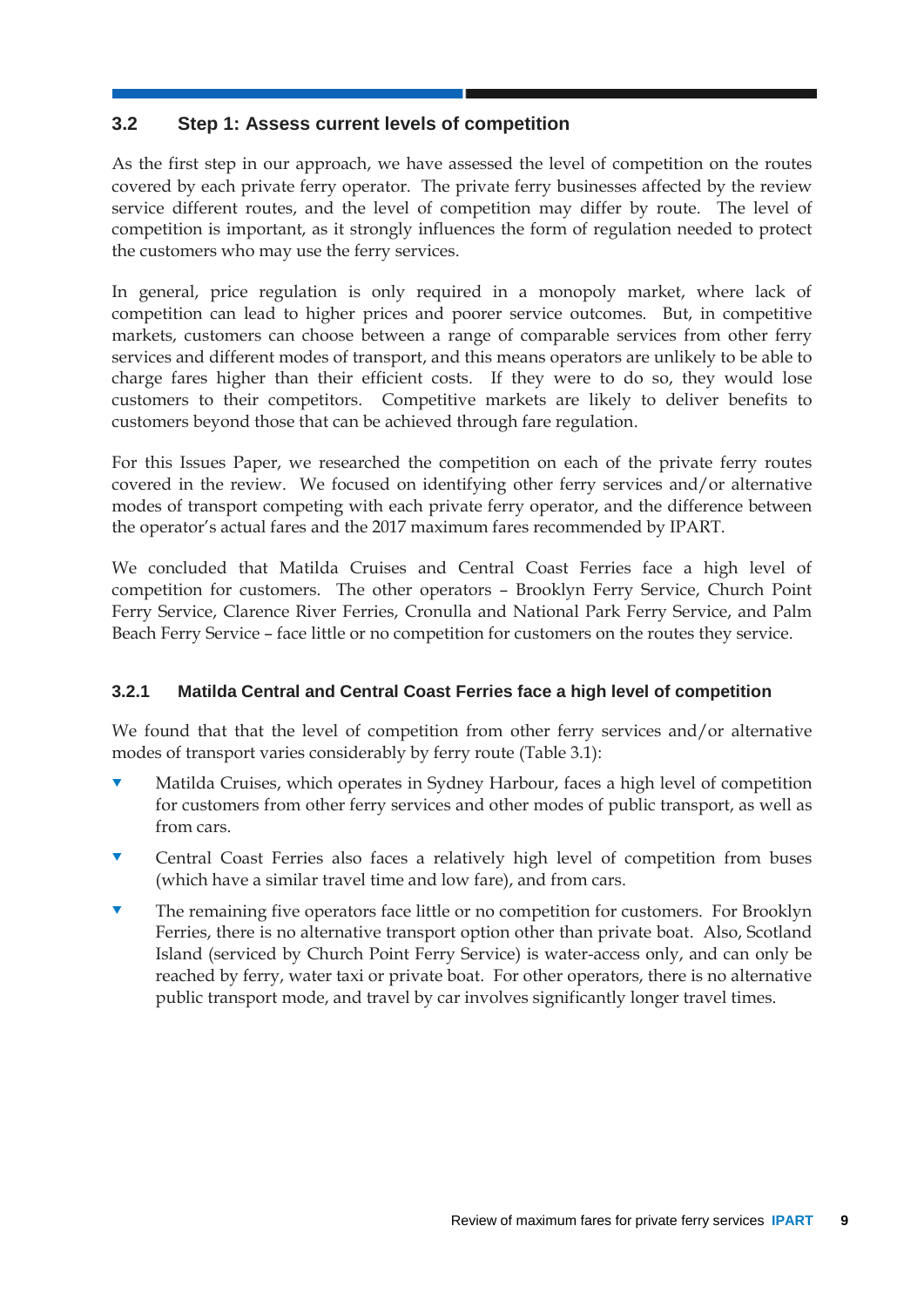## 3.2 Step 1: Assess current levels of competition

As the first step in our approach, we have assessed the level of competition on the routes covered by each private ferry operator. The private ferry businesses affected by the review service different routes, and the level of competition may differ by route. The level of competition is important, as it strongly influences the form of regulation needed to protect the customers who may use the ferry services.

In general, price regulation is only required in a monopoly market, where lack of competition can lead to higher prices and poorer service outcomes. But, in competitive markets, customers can choose between a range of comparable services from other ferry services and different modes of transport, and this means operators are unlikely to be able to charge fares higher than their efficient costs. If they were to do so, they would lose customers to their competitors. Competitive markets are likely to deliver benefits to customers beyond those that can be achieved through fare regulation.

For this Issues Paper, we researched the competition on each of the private ferry routes covered in the review. We focused on identifying other ferry services and/or alternative modes of transport competing with each private ferry operator, and the difference between the operator's actual fares and the 2017 maximum fares recommended by IPART.

We concluded that Matilda Cruises and Central Coast Ferries face a high level of competition for customers. The other operators – Brooklyn Ferry Service, Church Point Ferry Service, Clarence River Ferries, Cronulla and National Park Ferry Service, and Palm Beach Ferry Service – face little or no competition for customers on the routes they service.

### 3.2.1 Matilda Central and Central Coast Ferries face a high level of competition

We found that that the level of competition from other ferry services and/or alternative modes of transport varies considerably by ferry route (Table 3.1):

- Matilda Cruises, which operates in Sydney Harbour, faces a high level of competition for customers from other ferry services and other modes of public transport, as well as from cars.
- Central Coast Ferries also faces a relatively high level of competition from buses (which have a similar travel time and low fare), and from cars.
- The remaining five operators face little or no competition for customers. For Brooklyn Ferries, there is no alternative transport option other than private boat. Also, Scotland Island (serviced by Church Point Ferry Service) is water-access only, and can only be reached by ferry, water taxi or private boat. For other operators, there is no alternative public transport mode, and travel by car involves significantly longer travel times.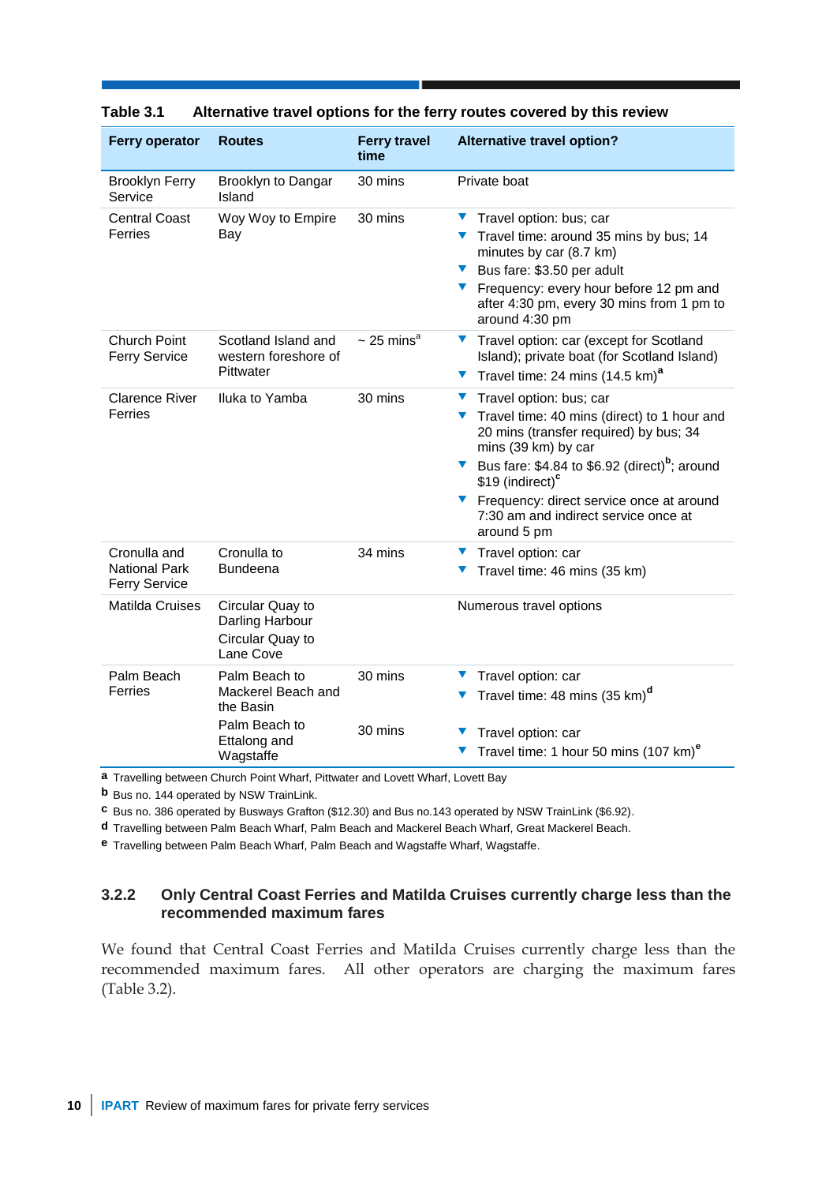**Table 3.1 Alternative travel options for the ferry routes covered by this review**

| Ferry operator | Routes | Ferry travel time | Alternative travel option? |
|---|---|---|---|
| Brooklyn Ferry Service | Brooklyn to Dangar Island | 30 mins | Private boat |
| Central Coast Ferries | Woy Woy to Empire Bay | 30 mins | ▼ Travel option: bus; car<br>▼ Travel time: around 35 mins by bus; 14 minutes by car (8.7 km)<br>▼ Bus fare: $3.50 per adult<br>▼ Frequency: every hour before 12 pm and after 4:30 pm, every 30 mins from 1 pm to around 4:30 pm |
| Church Point Ferry Service | Scotland Island and western foreshore of Pittwater | ~ 25 mins[a] | ▼ Travel option: car (except for Scotland Island); private boat (for Scotland Island)<br>▼ Travel time: 24 mins (14.5 km)[a] |
| Clarence River Ferries | Iluka to Yamba | 30 mins | ▼ Travel option: bus; car<br>▼ Travel time: 40 mins (direct) to 1 hour and 20 mins (transfer required) by bus; 34 mins (39 km) by car<br>▼ Bus fare: $4.84 to $6.92 (direct)[b]; around $19 (indirect)[c]<br>▼ Frequency: direct service once at around 7:30 am and indirect service once at around 5 pm |
| Cronulla and National Park Ferry Service | Cronulla to Bundeena | 34 mins | ▼ Travel option: car<br>▼ Travel time: 46 mins (35 km) |
| Matilda Cruises | Circular Quay to Darling Harbour<br>Circular Quay to Lane Cove | | Numerous travel options |
| Palm Beach Ferries | Palm Beach to Mackerel Beach and the Basin | 30 mins | ▼ Travel option: car<br>▼ Travel time: 48 mins (35 km)[d] |
| | Palm Beach to Ettalong and Wagstaffe | 30 mins | ▼ Travel option: car<br>▼ Travel time: 1 hour 50 mins (107 km)[e] |

**a** Travelling between Church Point Wharf, Pittwater and Lovett Wharf, Lovett Bay

**b** Bus no. 144 operated by NSW TrainLink.

**c** Bus no. 386 operated by Busways Grafton ($12.30) and Bus no.143 operated by NSW TrainLink ($6.92).

**d** Travelling between Palm Beach Wharf, Palm Beach and Mackerel Beach Wharf, Great Mackerel Beach.

**e** Travelling between Palm Beach Wharf, Palm Beach and Wagstaffe Wharf, Wagstaffe.

### 3.2.2 Only Central Coast Ferries and Matilda Cruises currently charge less than the recommended maximum fares

We found that Central Coast Ferries and Matilda Cruises currently charge less than the recommended maximum fares. All other operators are charging the maximum fares (Table 3.2).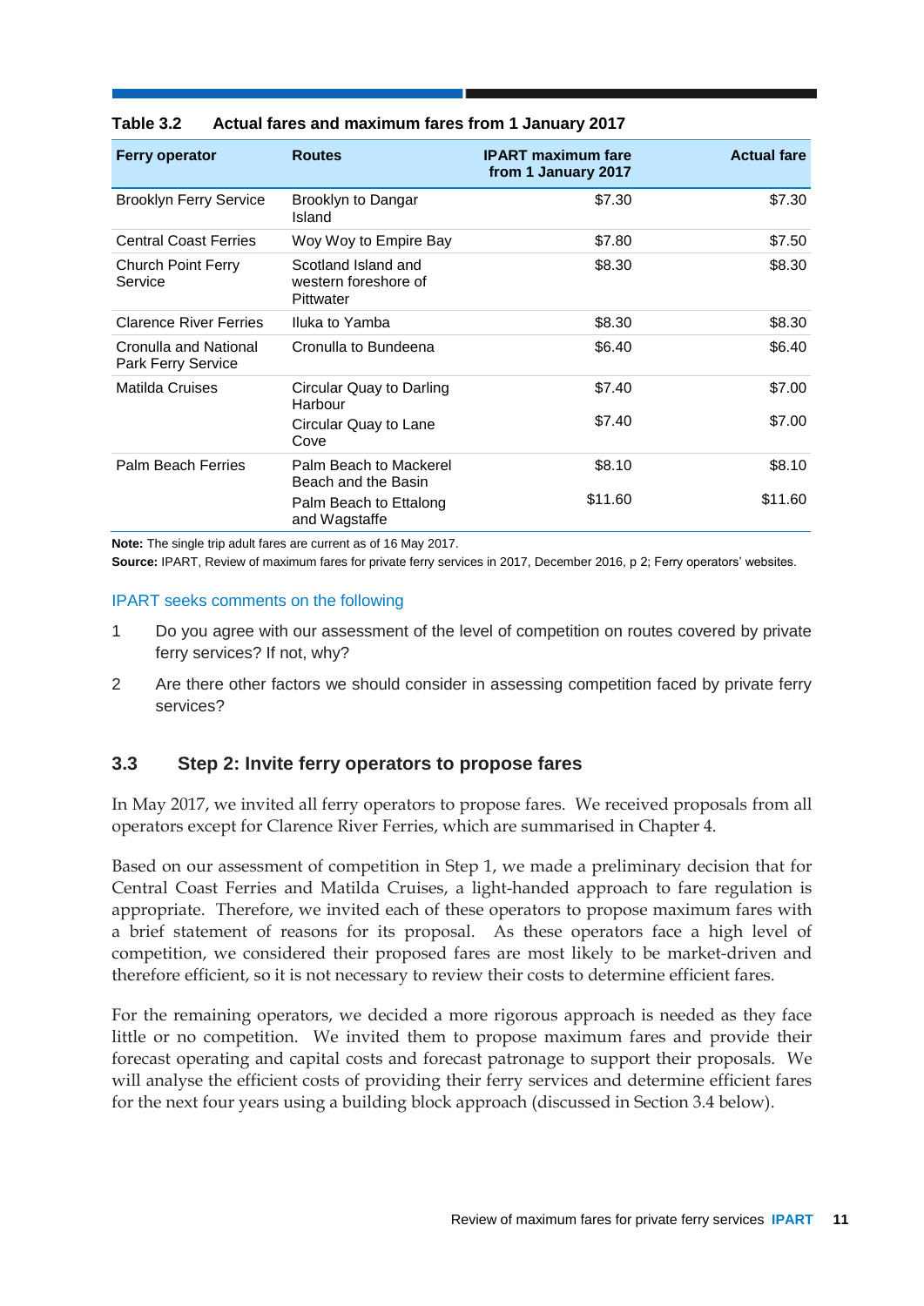**Table 3.2 Actual fares and maximum fares from 1 January 2017**

| Ferry operator | Routes | IPART maximum fare from 1 January 2017 | Actual fare |
|---|---|---|---|
| Brooklyn Ferry Service | Brooklyn to Dangar Island | $7.30 | $7.30 |
| Central Coast Ferries | Woy Woy to Empire Bay | $7.80 | $7.50 |
| Church Point Ferry Service | Scotland Island and western foreshore of Pittwater | $8.30 | $8.30 |
| Clarence River Ferries | Iluka to Yamba | $8.30 | $8.30 |
| Cronulla and National Park Ferry Service | Cronulla to Bundeena | $6.40 | $6.40 |
| Matilda Cruises | Circular Quay to Darling Harbour | $7.40 | $7.00 |
| | Circular Quay to Lane Cove | $7.40 | $7.00 |
| Palm Beach Ferries | Palm Beach to Mackerel Beach and the Basin | $8.10 | $8.10 |
| | Palm Beach to Ettalong and Wagstaffe | $11.60 | $11.60 |

**Note:** The single trip adult fares are current as of 16 May 2017.

**Source:** IPART, Review of maximum fares for private ferry services in 2017, December 2016, p 2; Ferry operators' websites.

IPART seeks comments on the following

1. Do you agree with our assessment of the level of competition on routes covered by private ferry services? If not, why?
2. Are there other factors we should consider in assessing competition faced by private ferry services?

## 3.3 Step 2: Invite ferry operators to propose fares

In May 2017, we invited all ferry operators to propose fares. We received proposals from all operators except for Clarence River Ferries, which are summarised in Chapter 4.

Based on our assessment of competition in Step 1, we made a preliminary decision that for Central Coast Ferries and Matilda Cruises, a light-handed approach to fare regulation is appropriate. Therefore, we invited each of these operators to propose maximum fares with a brief statement of reasons for its proposal. As these operators face a high level of competition, we considered their proposed fares are most likely to be market-driven and therefore efficient, so it is not necessary to review their costs to determine efficient fares.

For the remaining operators, we decided a more rigorous approach is needed as they face little or no competition. We invited them to propose maximum fares and provide their forecast operating and capital costs and forecast patronage to support their proposals. We will analyse the efficient costs of providing their ferry services and determine efficient fares for the next four years using a building block approach (discussed in Section 3.4 below).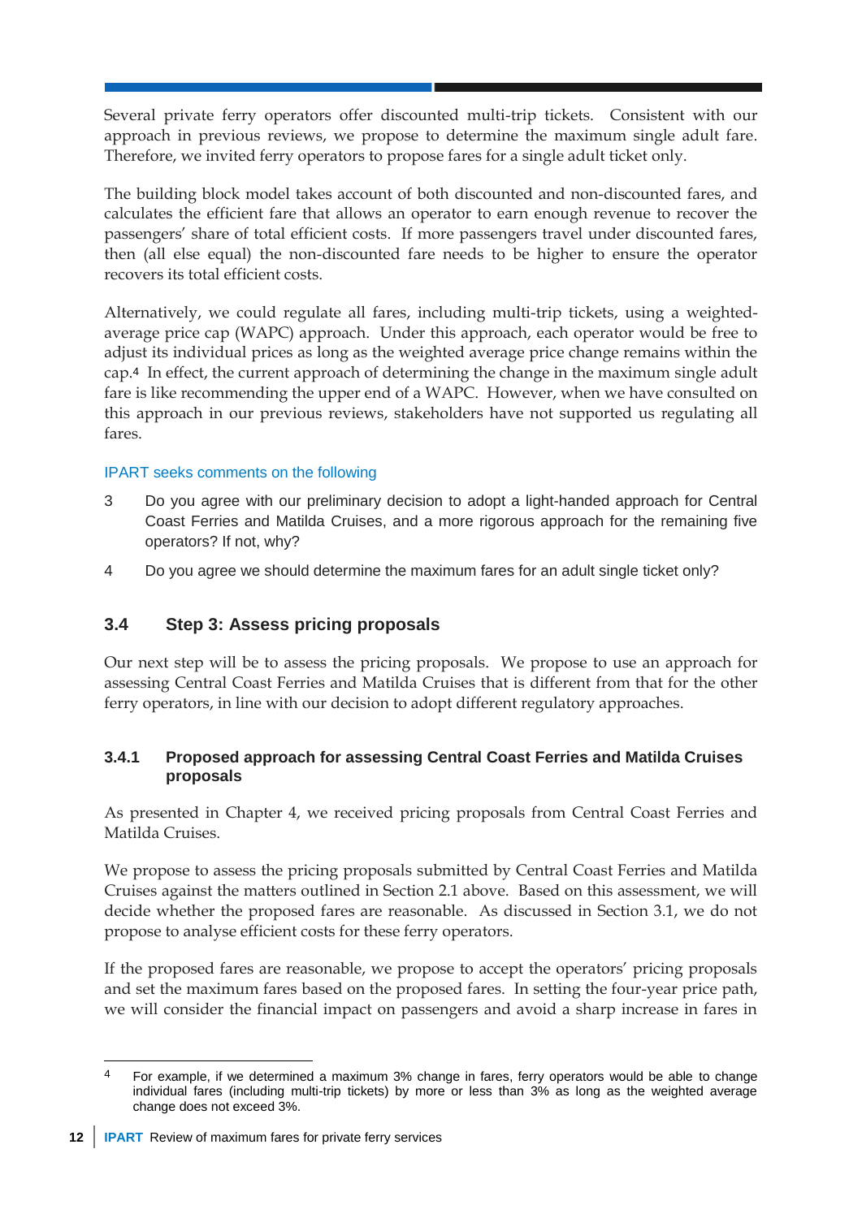Several private ferry operators offer discounted multi-trip tickets. Consistent with our approach in previous reviews, we propose to determine the maximum single adult fare. Therefore, we invited ferry operators to propose fares for a single adult ticket only.

The building block model takes account of both discounted and non-discounted fares, and calculates the efficient fare that allows an operator to earn enough revenue to recover the passengers' share of total efficient costs. If more passengers travel under discounted fares, then (all else equal) the non-discounted fare needs to be higher to ensure the operator recovers its total efficient costs.

Alternatively, we could regulate all fares, including multi-trip tickets, using a weighted-average price cap (WAPC) approach. Under this approach, each operator would be free to adjust its individual prices as long as the weighted average price change remains within the cap.[4] In effect, the current approach of determining the change in the maximum single adult fare is like recommending the upper end of a WAPC. However, when we have consulted on this approach in our previous reviews, stakeholders have not supported us regulating all fares.

IPART seeks comments on the following

3 Do you agree with our preliminary decision to adopt a light-handed approach for Central Coast Ferries and Matilda Cruises, and a more rigorous approach for the remaining five operators? If not, why?

4 Do you agree we should determine the maximum fares for an adult single ticket only?

## 3.4 Step 3: Assess pricing proposals

Our next step will be to assess the pricing proposals. We propose to use an approach for assessing Central Coast Ferries and Matilda Cruises that is different from that for the other ferry operators, in line with our decision to adopt different regulatory approaches.

### 3.4.1 Proposed approach for assessing Central Coast Ferries and Matilda Cruises proposals

As presented in Chapter 4, we received pricing proposals from Central Coast Ferries and Matilda Cruises.

We propose to assess the pricing proposals submitted by Central Coast Ferries and Matilda Cruises against the matters outlined in Section 2.1 above. Based on this assessment, we will decide whether the proposed fares are reasonable. As discussed in Section 3.1, we do not propose to analyse efficient costs for these ferry operators.

If the proposed fares are reasonable, we propose to accept the operators' pricing proposals and set the maximum fares based on the proposed fares. In setting the four-year price path, we will consider the financial impact on passengers and avoid a sharp increase in fares in

[4] For example, if we determined a maximum 3% change in fares, ferry operators would be able to change individual fares (including multi-trip tickets) by more or less than 3% as long as the weighted average change does not exceed 3%.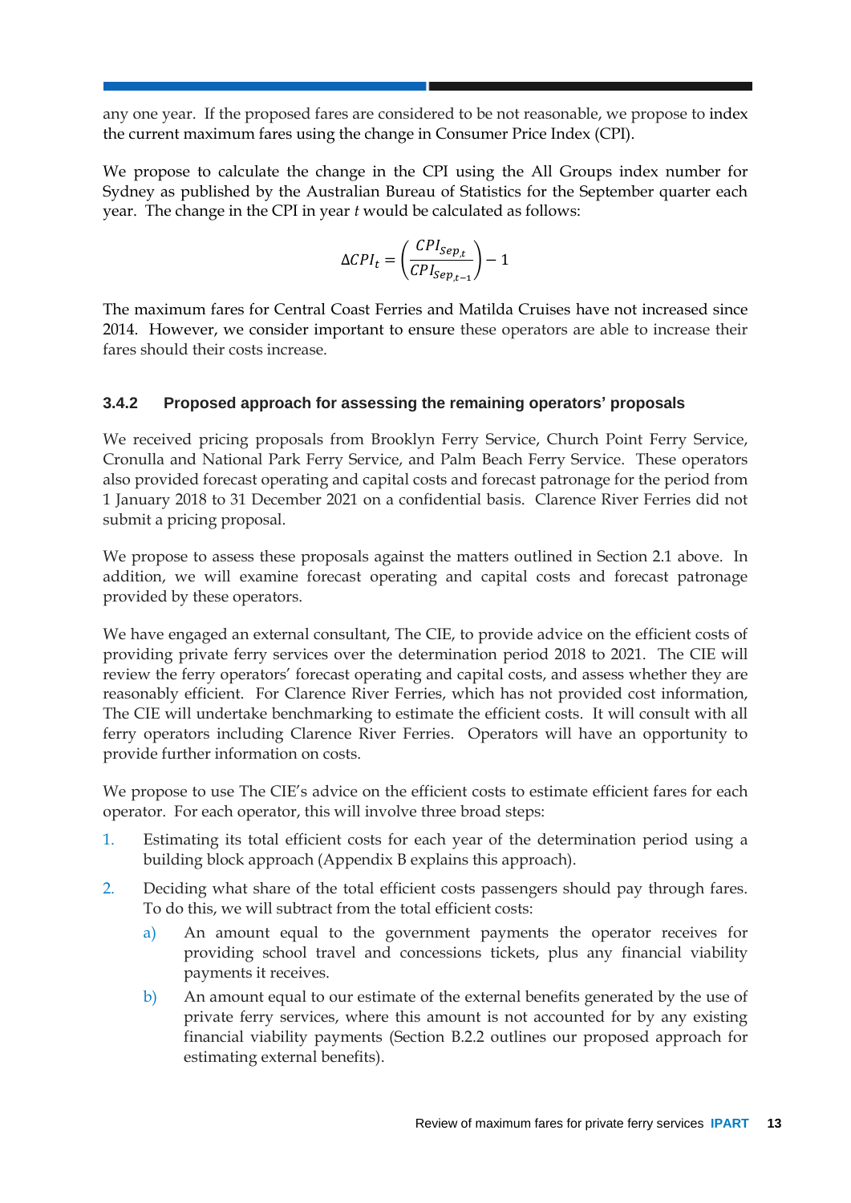any one year. If the proposed fares are considered to be not reasonable, we propose to index the current maximum fares using the change in Consumer Price Index (CPI).

We propose to calculate the change in the CPI using the All Groups index number for Sydney as published by the Australian Bureau of Statistics for the September quarter each year. The change in the CPI in year *t* would be calculated as follows:

$$\Delta CPI_t = \left(\frac{CPI_{Sep_t}}{CPI_{Sep_{t-1}}}\right) - 1$$

The maximum fares for Central Coast Ferries and Matilda Cruises have not increased since 2014. However, we consider important to ensure these operators are able to increase their fares should their costs increase.

### 3.4.2 Proposed approach for assessing the remaining operators' proposals

We received pricing proposals from Brooklyn Ferry Service, Church Point Ferry Service, Cronulla and National Park Ferry Service, and Palm Beach Ferry Service. These operators also provided forecast operating and capital costs and forecast patronage for the period from 1 January 2018 to 31 December 2021 on a confidential basis. Clarence River Ferries did not submit a pricing proposal.

We propose to assess these proposals against the matters outlined in Section 2.1 above. In addition, we will examine forecast operating and capital costs and forecast patronage provided by these operators.

We have engaged an external consultant, The CIE, to provide advice on the efficient costs of providing private ferry services over the determination period 2018 to 2021. The CIE will review the ferry operators' forecast operating and capital costs, and assess whether they are reasonably efficient. For Clarence River Ferries, which has not provided cost information, The CIE will undertake benchmarking to estimate the efficient costs. It will consult with all ferry operators including Clarence River Ferries. Operators will have an opportunity to provide further information on costs.

We propose to use The CIE's advice on the efficient costs to estimate efficient fares for each operator. For each operator, this will involve three broad steps:

1. Estimating its total efficient costs for each year of the determination period using a building block approach (Appendix B explains this approach).
2. Deciding what share of the total efficient costs passengers should pay through fares. To do this, we will subtract from the total efficient costs:
   a) An amount equal to the government payments the operator receives for providing school travel and concessions tickets, plus any financial viability payments it receives.
   b) An amount equal to our estimate of the external benefits generated by the use of private ferry services, where this amount is not accounted for by any existing financial viability payments (Section B.2.2 outlines our proposed approach for estimating external benefits).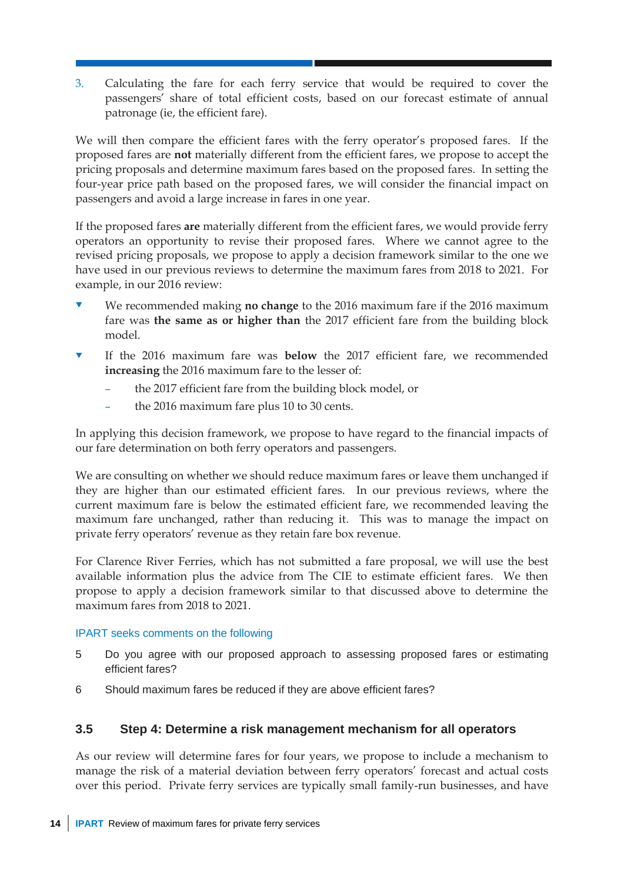3. Calculating the fare for each ferry service that would be required to cover the passengers' share of total efficient costs, based on our forecast estimate of annual patronage (ie, the efficient fare).

We will then compare the efficient fares with the ferry operator's proposed fares. If the proposed fares are **not** materially different from the efficient fares, we propose to accept the pricing proposals and determine maximum fares based on the proposed fares. In setting the four-year price path based on the proposed fares, we will consider the financial impact on passengers and avoid a large increase in fares in one year.

If the proposed fares **are** materially different from the efficient fares, we would provide ferry operators an opportunity to revise their proposed fares. Where we cannot agree to the revised pricing proposals, we propose to apply a decision framework similar to the one we have used in our previous reviews to determine the maximum fares from 2018 to 2021. For example, in our 2016 review:

- We recommended making **no change** to the 2016 maximum fare if the 2016 maximum fare was **the same as or higher than** the 2017 efficient fare from the building block model.
- If the 2016 maximum fare was **below** the 2017 efficient fare, we recommended **increasing** the 2016 maximum fare to the lesser of:
  - the 2017 efficient fare from the building block model, or
  - the 2016 maximum fare plus 10 to 30 cents.

In applying this decision framework, we propose to have regard to the financial impacts of our fare determination on both ferry operators and passengers.

We are consulting on whether we should reduce maximum fares or leave them unchanged if they are higher than our estimated efficient fares. In our previous reviews, where the current maximum fare is below the estimated efficient fare, we recommended leaving the maximum fare unchanged, rather than reducing it. This was to manage the impact on private ferry operators' revenue as they retain fare box revenue.

For Clarence River Ferries, which has not submitted a fare proposal, we will use the best available information plus the advice from The CIE to estimate efficient fares. We then propose to apply a decision framework similar to that discussed above to determine the maximum fares from 2018 to 2021.

IPART seeks comments on the following

5 Do you agree with our proposed approach to assessing proposed fares or estimating efficient fares?

6 Should maximum fares be reduced if they are above efficient fares?

## 3.5 Step 4: Determine a risk management mechanism for all operators

As our review will determine fares for four years, we propose to include a mechanism to manage the risk of a material deviation between ferry operators' forecast and actual costs over this period. Private ferry services are typically small family-run businesses, and have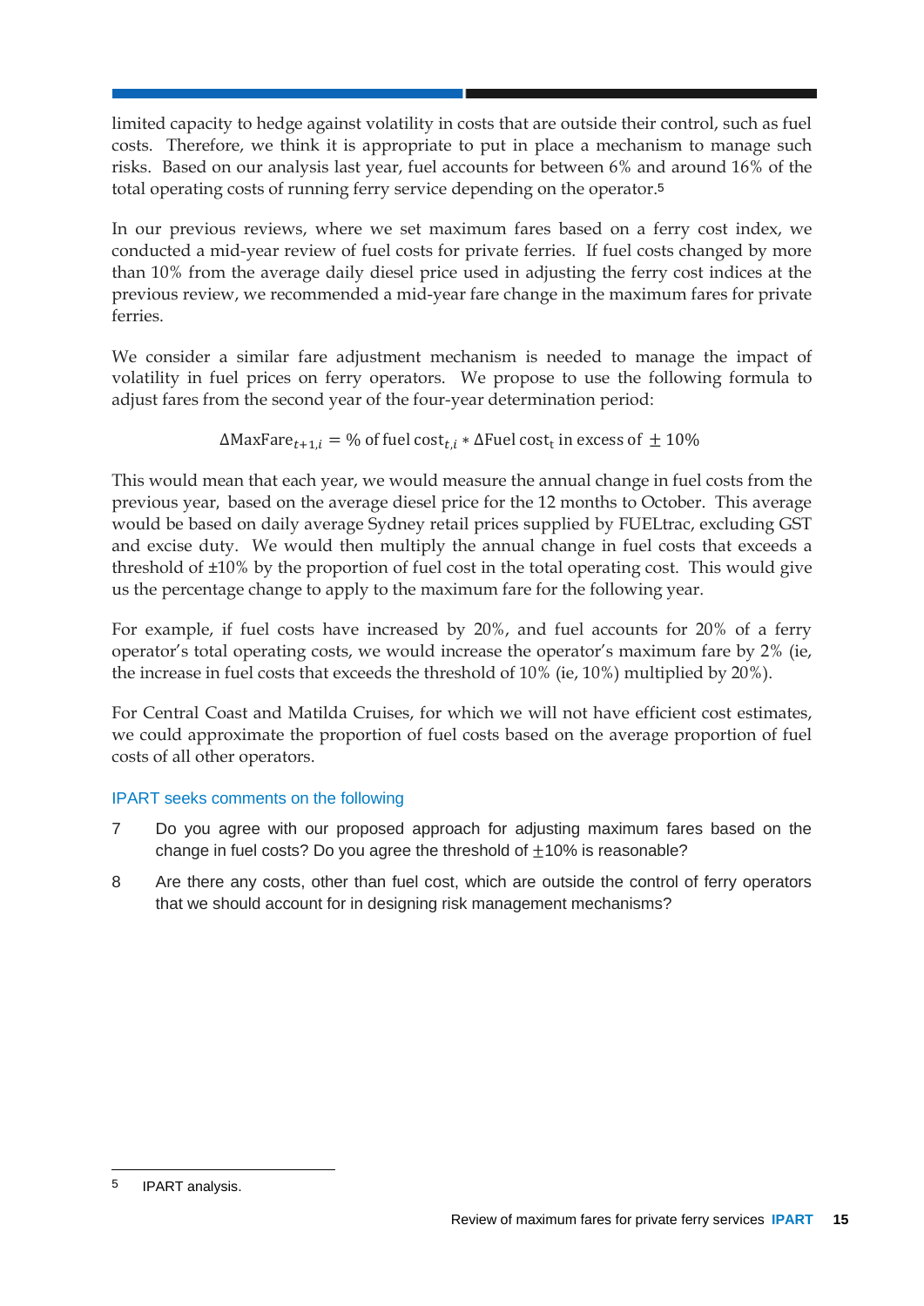limited capacity to hedge against volatility in costs that are outside their control, such as fuel costs. Therefore, we think it is appropriate to put in place a mechanism to manage such risks. Based on our analysis last year, fuel accounts for between 6% and around 16% of the total operating costs of running ferry service depending on the operator.[5]

In our previous reviews, where we set maximum fares based on a ferry cost index, we conducted a mid-year review of fuel costs for private ferries. If fuel costs changed by more than 10% from the average daily diesel price used in adjusting the ferry cost indices at the previous review, we recommended a mid-year fare change in the maximum fares for private ferries.

We consider a similar fare adjustment mechanism is needed to manage the impact of volatility in fuel prices on ferry operators. We propose to use the following formula to adjust fares from the second year of the four-year determination period:

$$\Delta \text{MaxFare}_{t+1,i} = \%\text{ of fuel cost}_{t,i} * \Delta \text{Fuel cost}_{t} \text{ in excess of } \pm 10\%$$

This would mean that each year, we would measure the annual change in fuel costs from the previous year, based on the average diesel price for the 12 months to October. This average would be based on daily average Sydney retail prices supplied by FUELtrac, excluding GST and excise duty. We would then multiply the annual change in fuel costs that exceeds a threshold of ±10% by the proportion of fuel cost in the total operating cost. This would give us the percentage change to apply to the maximum fare for the following year.

For example, if fuel costs have increased by 20%, and fuel accounts for 20% of a ferry operator's total operating costs, we would increase the operator's maximum fare by 2% (ie, the increase in fuel costs that exceeds the threshold of 10% (ie, 10%) multiplied by 20%).

For Central Coast and Matilda Cruises, for which we will not have efficient cost estimates, we could approximate the proportion of fuel costs based on the average proportion of fuel costs of all other operators.

IPART seeks comments on the following

7. Do you agree with our proposed approach for adjusting maximum fares based on the change in fuel costs? Do you agree the threshold of ±10% is reasonable?
8. Are there any costs, other than fuel cost, which are outside the control of ferry operators that we should account for in designing risk management mechanisms?

---

[5] IPART analysis.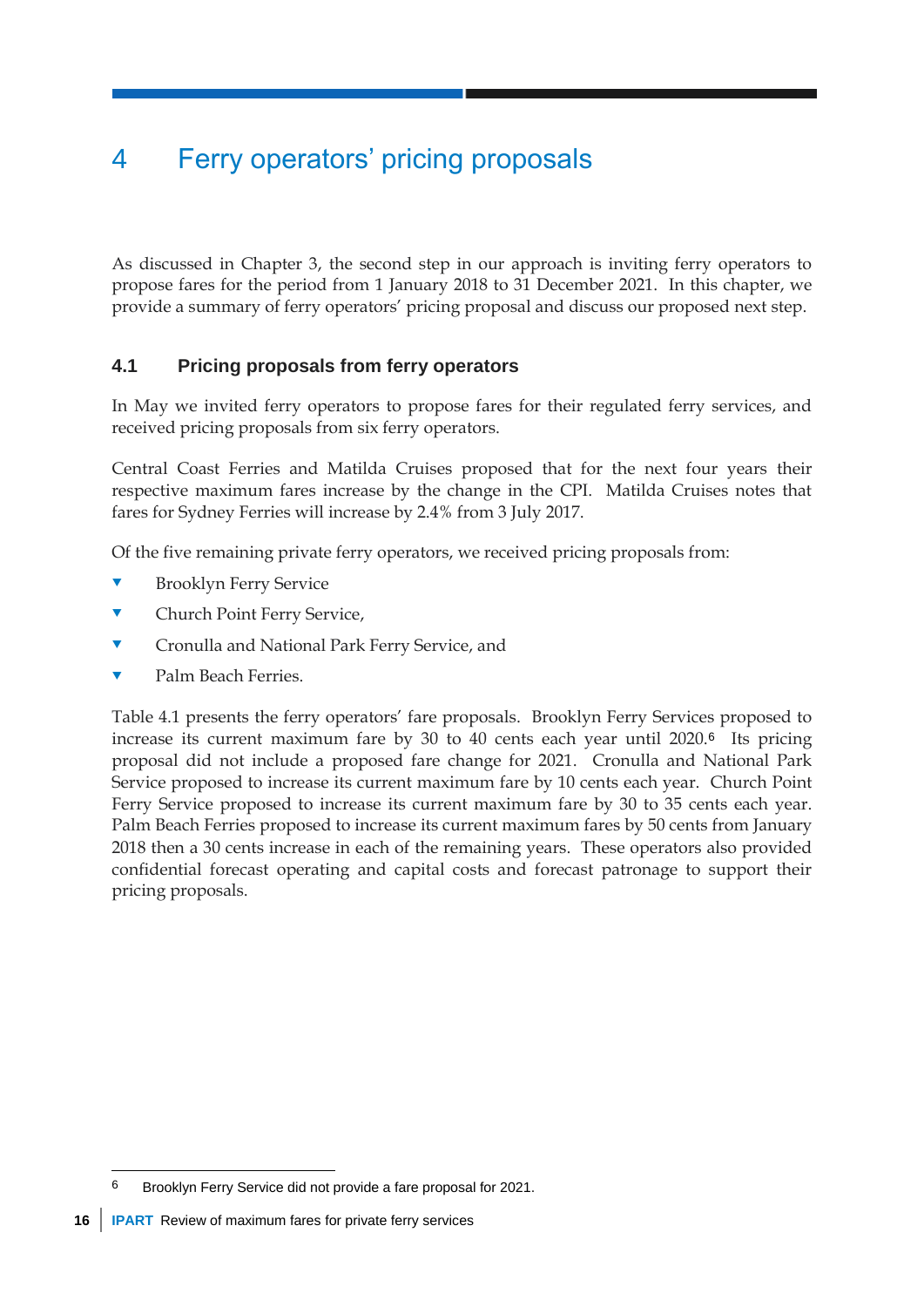# 4 Ferry operators' pricing proposals

As discussed in Chapter 3, the second step in our approach is inviting ferry operators to propose fares for the period from 1 January 2018 to 31 December 2021. In this chapter, we provide a summary of ferry operators' pricing proposal and discuss our proposed next step.

## 4.1 Pricing proposals from ferry operators

In May we invited ferry operators to propose fares for their regulated ferry services, and received pricing proposals from six ferry operators.

Central Coast Ferries and Matilda Cruises proposed that for the next four years their respective maximum fares increase by the change in the CPI. Matilda Cruises notes that fares for Sydney Ferries will increase by 2.4% from 3 July 2017.

Of the five remaining private ferry operators, we received pricing proposals from:

- Brooklyn Ferry Service
- Church Point Ferry Service,
- Cronulla and National Park Ferry Service, and
- Palm Beach Ferries.

Table 4.1 presents the ferry operators' fare proposals. Brooklyn Ferry Services proposed to increase its current maximum fare by 30 to 40 cents each year until 2020.[6] Its pricing proposal did not include a proposed fare change for 2021. Cronulla and National Park Service proposed to increase its current maximum fare by 10 cents each year. Church Point Ferry Service proposed to increase its current maximum fare by 30 to 35 cents each year. Palm Beach Ferries proposed to increase its current maximum fares by 50 cents from January 2018 then a 30 cents increase in each of the remaining years. These operators also provided confidential forecast operating and capital costs and forecast patronage to support their pricing proposals.

[6] Brooklyn Ferry Service did not provide a fare proposal for 2021.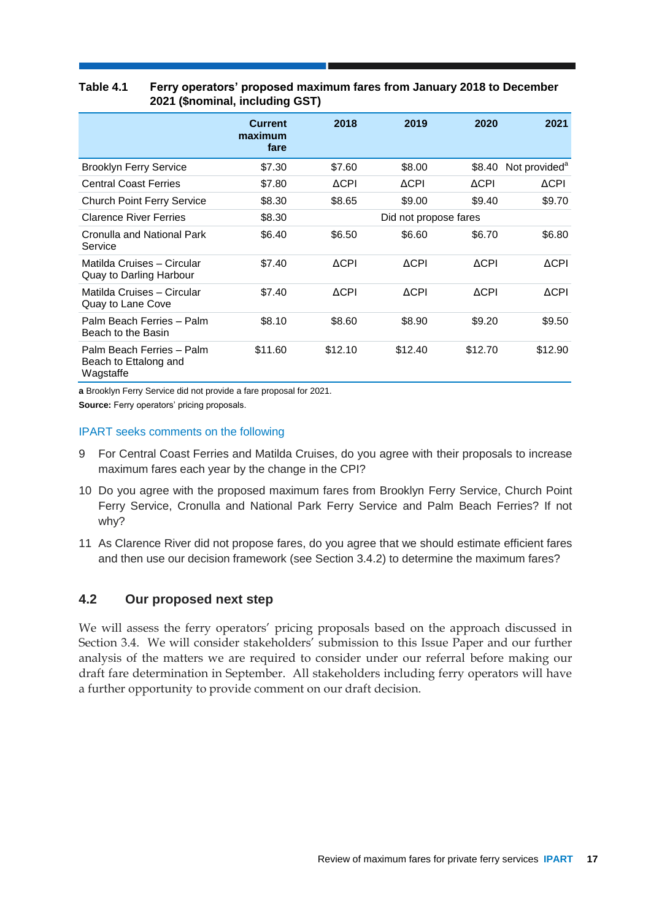**Table 4.1 Ferry operators' proposed maximum fares from January 2018 to December 2021 ($nominal, including GST)**

| | Current maximum fare | 2018 | 2019 | 2020 | 2021 |
|---|---|---|---|---|---|
| Brooklyn Ferry Service | $7.30 | $7.60 | $8.00 | $8.40 | Not provided[a] |
| Central Coast Ferries | $7.80 | ΔCPI | ΔCPI | ΔCPI | ΔCPI |
| Church Point Ferry Service | $8.30 | $8.65 | $9.00 | $9.40 | $9.70 |
| Clarence River Ferries | $8.30 | Did not propose fares | | | |
| Cronulla and National Park Service | $6.40 | $6.50 | $6.60 | $6.70 | $6.80 |
| Matilda Cruises – Circular Quay to Darling Harbour | $7.40 | ΔCPI | ΔCPI | ΔCPI | ΔCPI |
| Matilda Cruises – Circular Quay to Lane Cove | $7.40 | ΔCPI | ΔCPI | ΔCPI | ΔCPI |
| Palm Beach Ferries – Palm Beach to the Basin | $8.10 | $8.60 | $8.90 | $9.20 | $9.50 |
| Palm Beach Ferries – Palm Beach to Ettalong and Wagstaffe | $11.60 | $12.10 | $12.40 | $12.70 | $12.90 |

**a** Brooklyn Ferry Service did not provide a fare proposal for 2021.

**Source:** Ferry operators' pricing proposals.

IPART seeks comments on the following

9 For Central Coast Ferries and Matilda Cruises, do you agree with their proposals to increase maximum fares each year by the change in the CPI?

10 Do you agree with the proposed maximum fares from Brooklyn Ferry Service, Church Point Ferry Service, Cronulla and National Park Ferry Service and Palm Beach Ferries? If not why?

11 As Clarence River did not propose fares, do you agree that we should estimate efficient fares and then use our decision framework (see Section 3.4.2) to determine the maximum fares?

## 4.2 Our proposed next step

We will assess the ferry operators' pricing proposals based on the approach discussed in Section 3.4. We will consider stakeholders' submission to this Issue Paper and our further analysis of the matters we are required to consider under our referral before making our draft fare determination in September. All stakeholders including ferry operators will have a further opportunity to provide comment on our draft decision.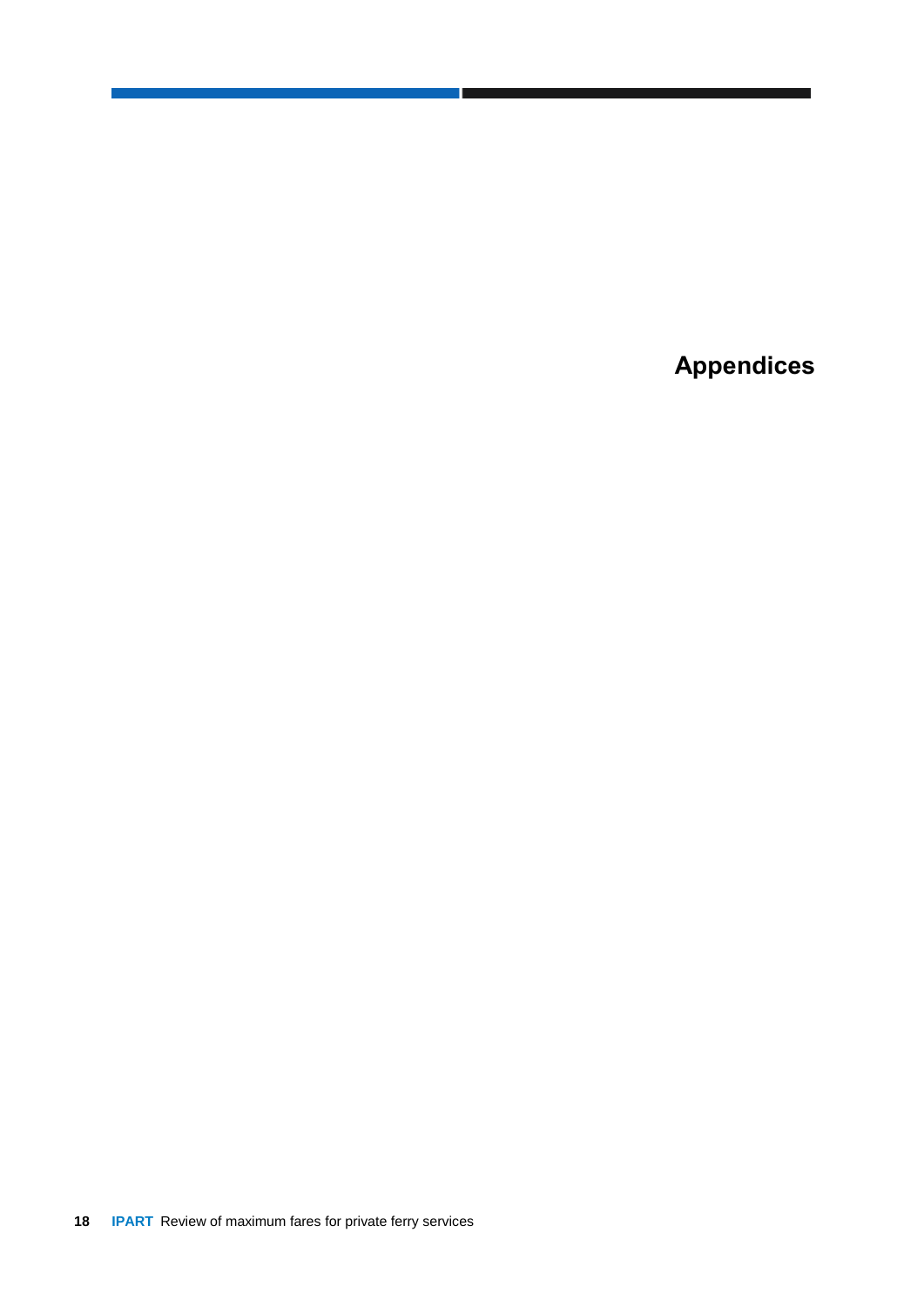# Appendices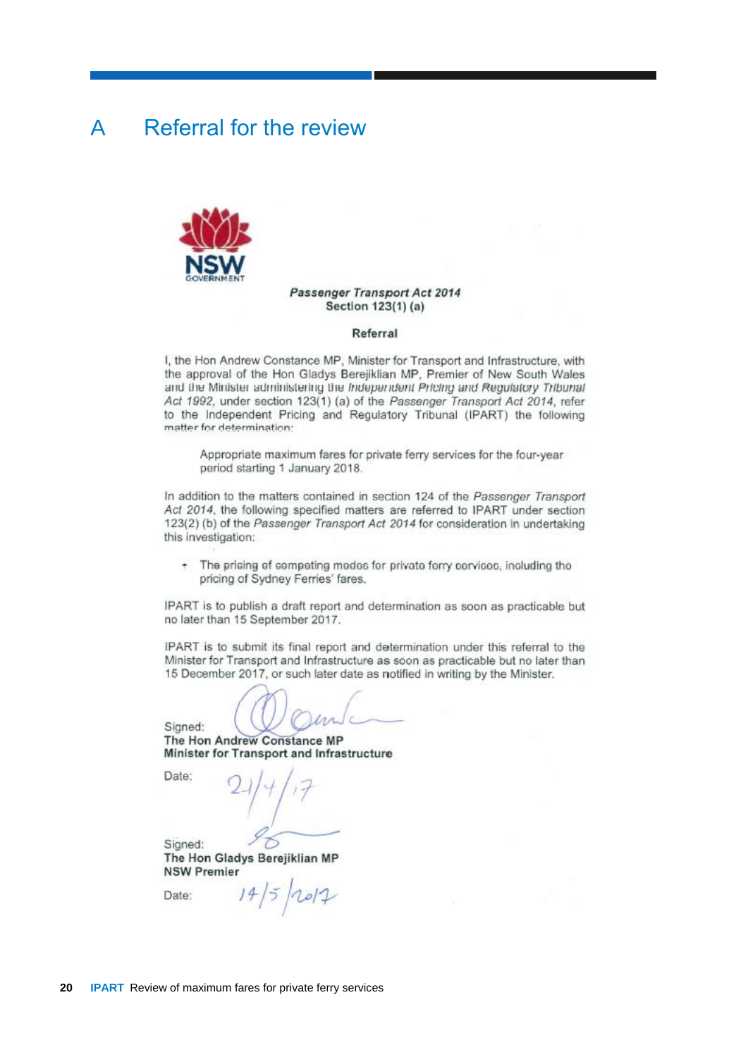# A Referral for the review

NSW GOVERNMENT

***Passenger Transport Act 2014***
**Section 123(1) (a)**

**Referral**

I, the Hon Andrew Constance MP, Minister for Transport and Infrastructure, with the approval of the Hon Gladys Berejiklian MP, Premier of New South Wales and the Minister administering the *Independent Pricing and Regulatory Tribunal Act 1992*, under section 123(1) (a) of the *Passenger Transport Act 2014*, refer to the Independent Pricing and Regulatory Tribunal (IPART) the following matter for determination:

> Appropriate maximum fares for private ferry services for the four-year period starting 1 January 2018.

In addition to the matters contained in section 124 of the *Passenger Transport Act 2014*, the following specified matters are referred to IPART under section 123(2) (b) of the *Passenger Transport Act 2014* for consideration in undertaking this investigation:

- The pricing of competing modes for private ferry services, including the pricing of Sydney Ferries' fares.

IPART is to publish a draft report and determination as soon as practicable but no later than 15 September 2017.

IPART is to submit its final report and determination under this referral to the Minister for Transport and Infrastructure as soon as practicable but no later than 15 December 2017, or such later date as notified in writing by the Minister.

Signed:
**The Hon Andrew Constance MP**
**Minister for Transport and Infrastructure**

Date: 21/4/17

Signed:
**The Hon Gladys Berejiklian MP**
**NSW Premier**

Date: 14/5/2017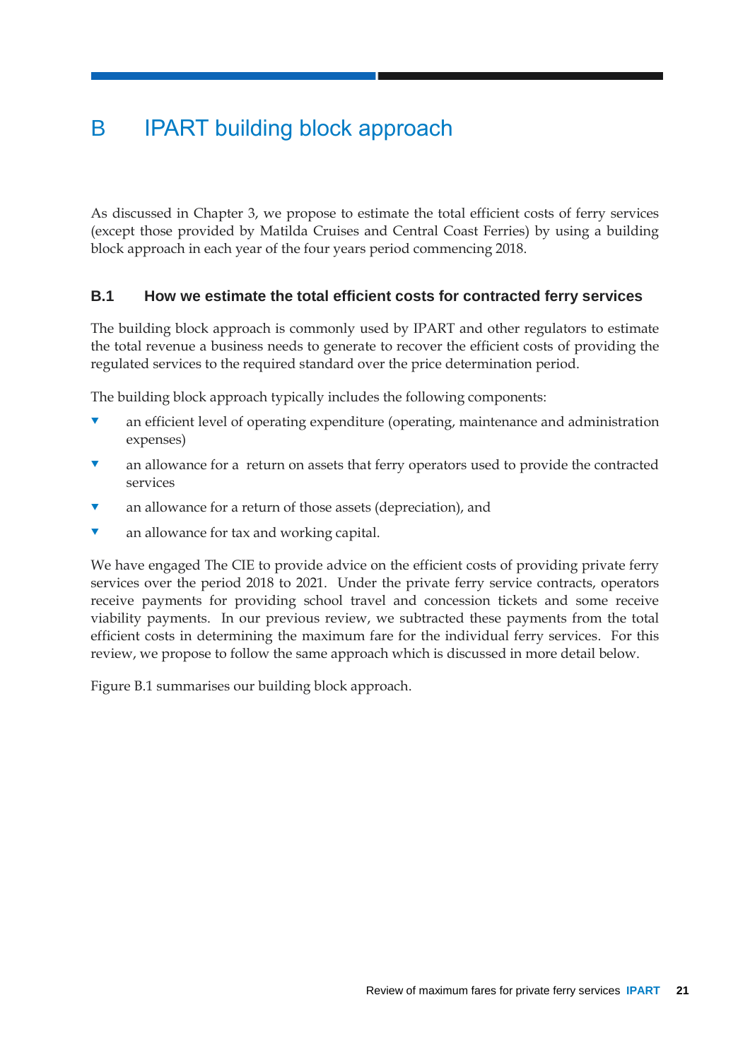# B IPART building block approach

As discussed in Chapter 3, we propose to estimate the total efficient costs of ferry services (except those provided by Matilda Cruises and Central Coast Ferries) by using a building block approach in each year of the four years period commencing 2018.

## B.1 How we estimate the total efficient costs for contracted ferry services

The building block approach is commonly used by IPART and other regulators to estimate the total revenue a business needs to generate to recover the efficient costs of providing the regulated services to the required standard over the price determination period.

The building block approach typically includes the following components:

- an efficient level of operating expenditure (operating, maintenance and administration expenses)
- an allowance for a return on assets that ferry operators used to provide the contracted services
- an allowance for a return of those assets (depreciation), and
- an allowance for tax and working capital.

We have engaged The CIE to provide advice on the efficient costs of providing private ferry services over the period 2018 to 2021. Under the private ferry service contracts, operators receive payments for providing school travel and concession tickets and some receive viability payments. In our previous review, we subtracted these payments from the total efficient costs in determining the maximum fare for the individual ferry services. For this review, we propose to follow the same approach which is discussed in more detail below.

Figure B.1 summarises our building block approach.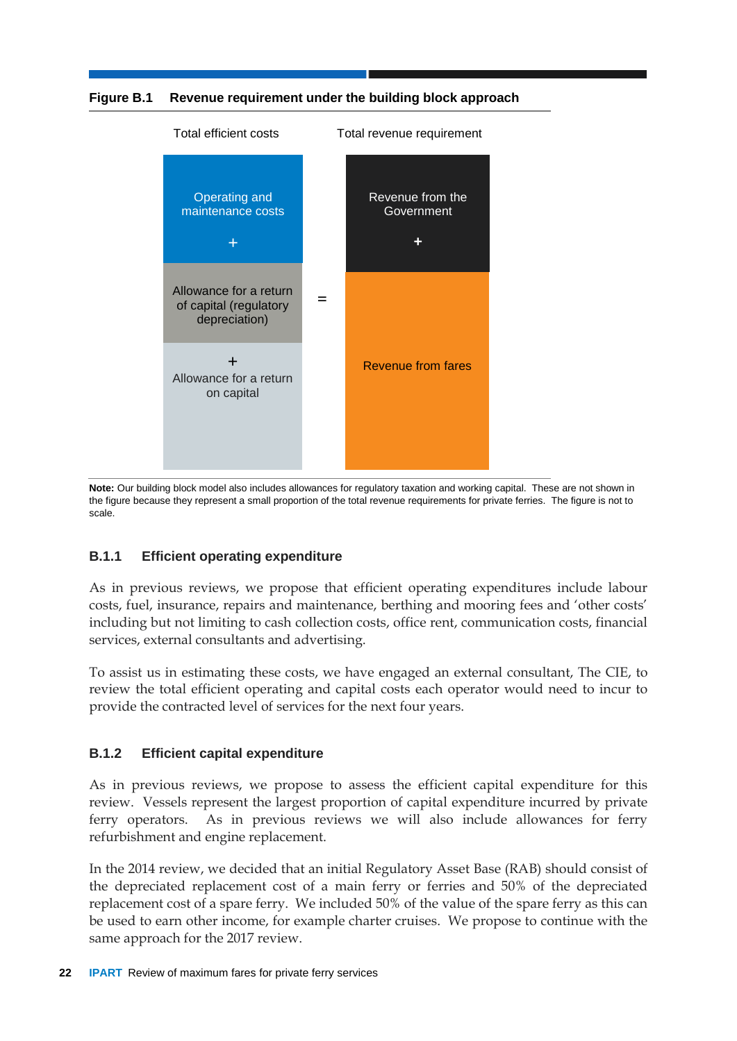**Figure B.1 Revenue requirement under the building block approach**

| Total efficient costs | | Total revenue requirement |
|---|---|---|
| Operating and maintenance costs + | | Revenue from the Government + |
| Allowance for a return of capital (regulatory depreciation) | = | Revenue from fares |
| + Allowance for a return on capital | | |

**Note:** Our building block model also includes allowances for regulatory taxation and working capital. These are not shown in the figure because they represent a small proportion of the total revenue requirements for private ferries. The figure is not to scale.

### B.1.1 Efficient operating expenditure

As in previous reviews, we propose that efficient operating expenditures include labour costs, fuel, insurance, repairs and maintenance, berthing and mooring fees and 'other costs' including but not limiting to cash collection costs, office rent, communication costs, financial services, external consultants and advertising.

To assist us in estimating these costs, we have engaged an external consultant, The CIE, to review the total efficient operating and capital costs each operator would need to incur to provide the contracted level of services for the next four years.

### B.1.2 Efficient capital expenditure

As in previous reviews, we propose to assess the efficient capital expenditure for this review. Vessels represent the largest proportion of capital expenditure incurred by private ferry operators. As in previous reviews we will also include allowances for ferry refurbishment and engine replacement.

In the 2014 review, we decided that an initial Regulatory Asset Base (RAB) should consist of the depreciated replacement cost of a main ferry or ferries and 50% of the depreciated replacement cost of a spare ferry. We included 50% of the value of the spare ferry as this can be used to earn other income, for example charter cruises. We propose to continue with the same approach for the 2017 review.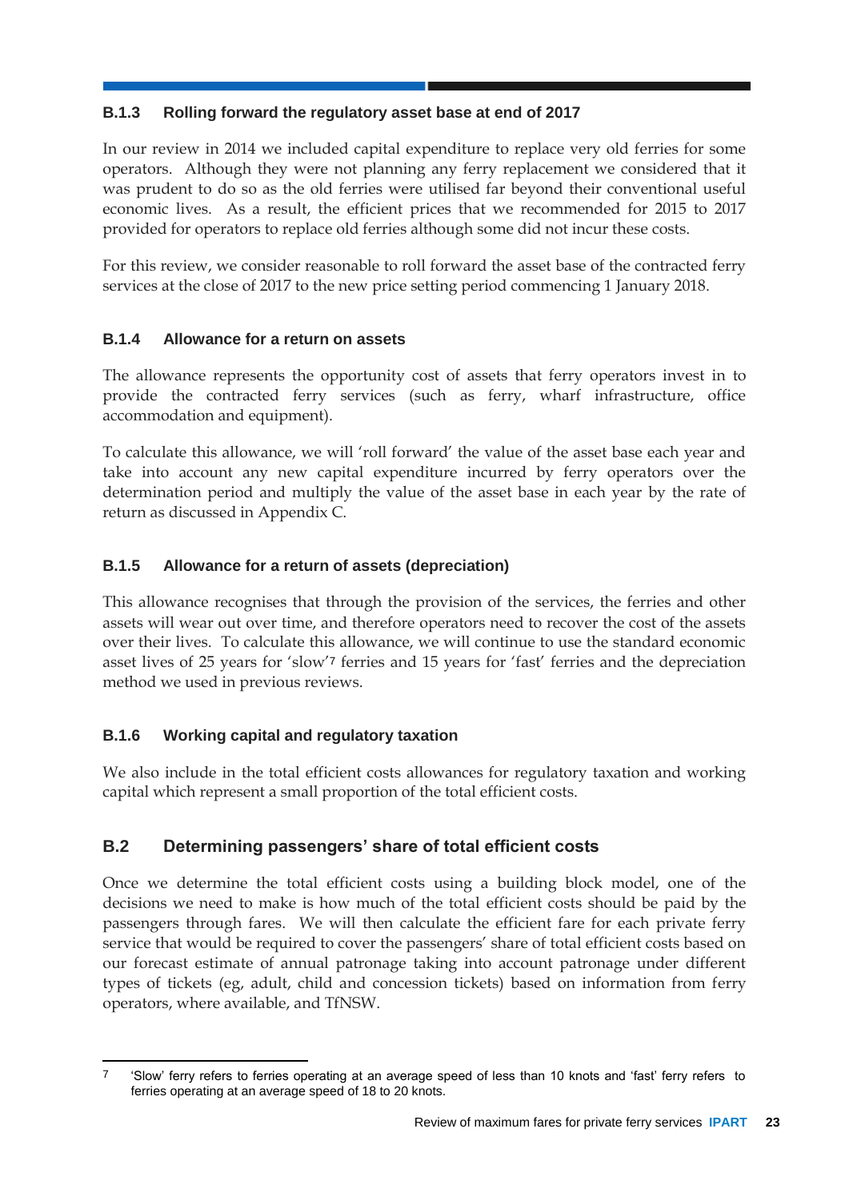### B.1.3 Rolling forward the regulatory asset base at end of 2017

In our review in 2014 we included capital expenditure to replace very old ferries for some operators. Although they were not planning any ferry replacement we considered that it was prudent to do so as the old ferries were utilised far beyond their conventional useful economic lives. As a result, the efficient prices that we recommended for 2015 to 2017 provided for operators to replace old ferries although some did not incur these costs.

For this review, we consider reasonable to roll forward the asset base of the contracted ferry services at the close of 2017 to the new price setting period commencing 1 January 2018.

### B.1.4 Allowance for a return on assets

The allowance represents the opportunity cost of assets that ferry operators invest in to provide the contracted ferry services (such as ferry, wharf infrastructure, office accommodation and equipment).

To calculate this allowance, we will 'roll forward' the value of the asset base each year and take into account any new capital expenditure incurred by ferry operators over the determination period and multiply the value of the asset base in each year by the rate of return as discussed in Appendix C.

### B.1.5 Allowance for a return of assets (depreciation)

This allowance recognises that through the provision of the services, the ferries and other assets will wear out over time, and therefore operators need to recover the cost of the assets over their lives. To calculate this allowance, we will continue to use the standard economic asset lives of 25 years for 'slow'[7] ferries and 15 years for 'fast' ferries and the depreciation method we used in previous reviews.

### B.1.6 Working capital and regulatory taxation

We also include in the total efficient costs allowances for regulatory taxation and working capital which represent a small proportion of the total efficient costs.

## B.2 Determining passengers' share of total efficient costs

Once we determine the total efficient costs using a building block model, one of the decisions we need to make is how much of the total efficient costs should be paid by the passengers through fares. We will then calculate the efficient fare for each private ferry service that would be required to cover the passengers' share of total efficient costs based on our forecast estimate of annual patronage taking into account patronage under different types of tickets (eg, adult, child and concession tickets) based on information from ferry operators, where available, and TfNSW.

---

[7] 'Slow' ferry refers to ferries operating at an average speed of less than 10 knots and 'fast' ferry refers to ferries operating at an average speed of 18 to 20 knots.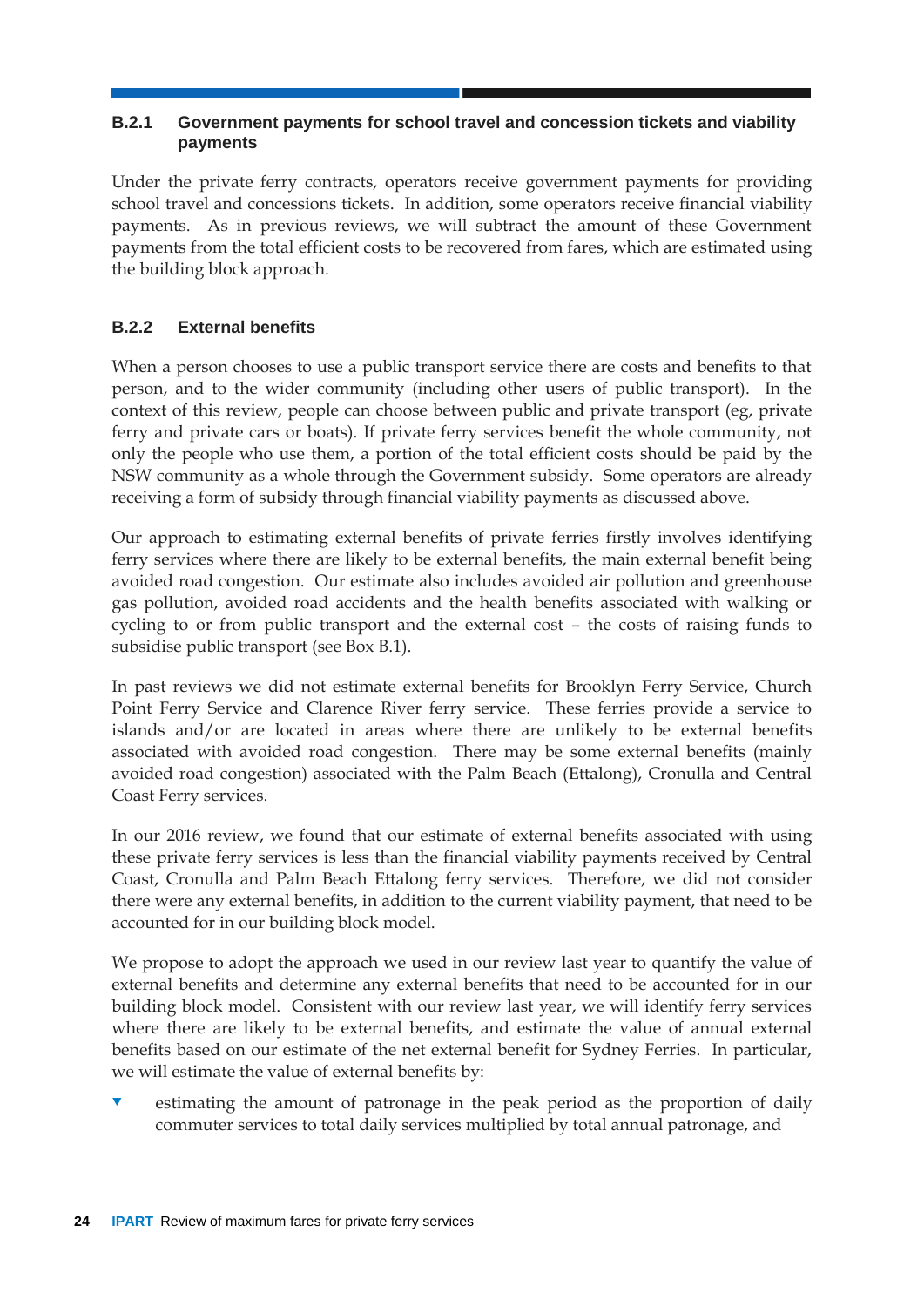### B.2.1 Government payments for school travel and concession tickets and viability payments

Under the private ferry contracts, operators receive government payments for providing school travel and concessions tickets. In addition, some operators receive financial viability payments. As in previous reviews, we will subtract the amount of these Government payments from the total efficient costs to be recovered from fares, which are estimated using the building block approach.

### B.2.2 External benefits

When a person chooses to use a public transport service there are costs and benefits to that person, and to the wider community (including other users of public transport). In the context of this review, people can choose between public and private transport (eg, private ferry and private cars or boats). If private ferry services benefit the whole community, not only the people who use them, a portion of the total efficient costs should be paid by the NSW community as a whole through the Government subsidy. Some operators are already receiving a form of subsidy through financial viability payments as discussed above.

Our approach to estimating external benefits of private ferries firstly involves identifying ferry services where there are likely to be external benefits, the main external benefit being avoided road congestion. Our estimate also includes avoided air pollution and greenhouse gas pollution, avoided road accidents and the health benefits associated with walking or cycling to or from public transport and the external cost – the costs of raising funds to subsidise public transport (see Box B.1).

In past reviews we did not estimate external benefits for Brooklyn Ferry Service, Church Point Ferry Service and Clarence River ferry service. These ferries provide a service to islands and/or are located in areas where there are unlikely to be external benefits associated with avoided road congestion. There may be some external benefits (mainly avoided road congestion) associated with the Palm Beach (Ettalong), Cronulla and Central Coast Ferry services.

In our 2016 review, we found that our estimate of external benefits associated with using these private ferry services is less than the financial viability payments received by Central Coast, Cronulla and Palm Beach Ettalong ferry services. Therefore, we did not consider there were any external benefits, in addition to the current viability payment, that need to be accounted for in our building block model.

We propose to adopt the approach we used in our review last year to quantify the value of external benefits and determine any external benefits that need to be accounted for in our building block model. Consistent with our review last year, we will identify ferry services where there are likely to be external benefits, and estimate the value of annual external benefits based on our estimate of the net external benefit for Sydney Ferries. In particular, we will estimate the value of external benefits by:

- estimating the amount of patronage in the peak period as the proportion of daily commuter services to total daily services multiplied by total annual patronage, and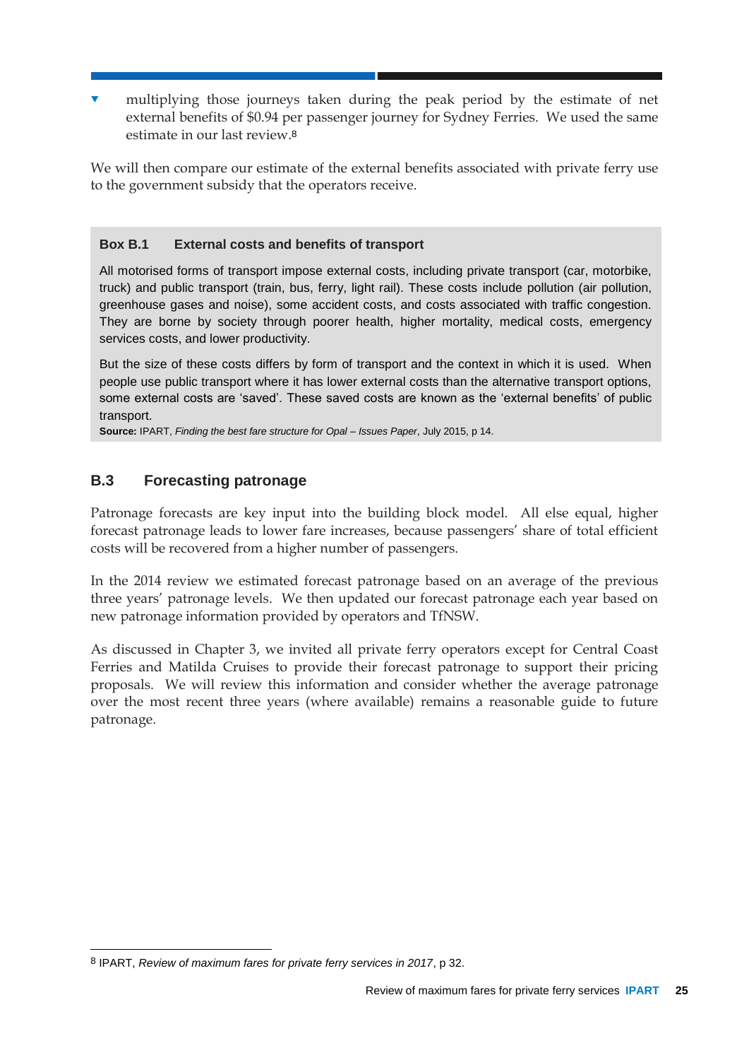- multiplying those journeys taken during the peak period by the estimate of net external benefits of $0.94 per passenger journey for Sydney Ferries. We used the same estimate in our last review.[8]

We will then compare our estimate of the external benefits associated with private ferry use to the government subsidy that the operators receive.

> **Box B.1 External costs and benefits of transport**
>
> All motorised forms of transport impose external costs, including private transport (car, motorbike, truck) and public transport (train, bus, ferry, light rail). These costs include pollution (air pollution, greenhouse gases and noise), some accident costs, and costs associated with traffic congestion. They are borne by society through poorer health, higher mortality, medical costs, emergency services costs, and lower productivity.
>
> But the size of these costs differs by form of transport and the context in which it is used. When people use public transport where it has lower external costs than the alternative transport options, some external costs are 'saved'. These saved costs are known as the 'external benefits' of public transport.
>
> **Source:** IPART, *Finding the best fare structure for Opal – Issues Paper*, July 2015, p 14.

## B.3 Forecasting patronage

Patronage forecasts are key input into the building block model. All else equal, higher forecast patronage leads to lower fare increases, because passengers' share of total efficient costs will be recovered from a higher number of passengers.

In the 2014 review we estimated forecast patronage based on an average of the previous three years' patronage levels. We then updated our forecast patronage each year based on new patronage information provided by operators and TfNSW.

As discussed in Chapter 3, we invited all private ferry operators except for Central Coast Ferries and Matilda Cruises to provide their forecast patronage to support their pricing proposals. We will review this information and consider whether the average patronage over the most recent three years (where available) remains a reasonable guide to future patronage.

---

[8] IPART, *Review of maximum fares for private ferry services in 2017*, p 32.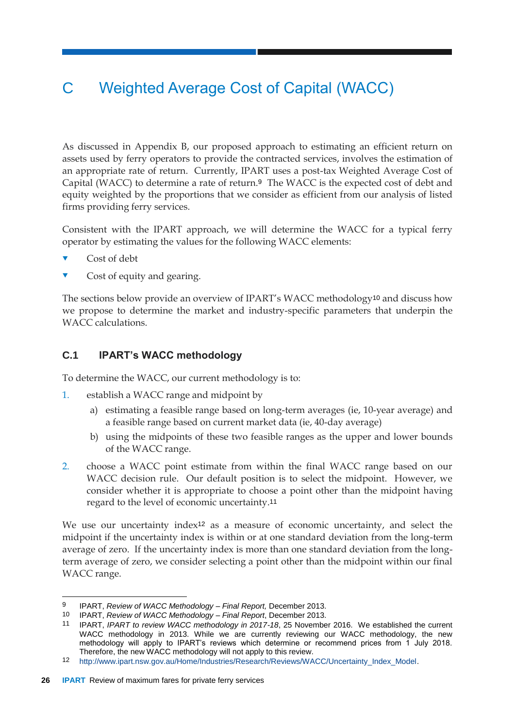# C Weighted Average Cost of Capital (WACC)

As discussed in Appendix B, our proposed approach to estimating an efficient return on assets used by ferry operators to provide the contracted services, involves the estimation of an appropriate rate of return. Currently, IPART uses a post-tax Weighted Average Cost of Capital (WACC) to determine a rate of return.[9] The WACC is the expected cost of debt and equity weighted by the proportions that we consider as efficient from our analysis of listed firms providing ferry services.

Consistent with the IPART approach, we will determine the WACC for a typical ferry operator by estimating the values for the following WACC elements:

- Cost of debt
- Cost of equity and gearing.

The sections below provide an overview of IPART's WACC methodology[10] and discuss how we propose to determine the market and industry-specific parameters that underpin the WACC calculations.

## C.1 IPART's WACC methodology

To determine the WACC, our current methodology is to:

1. establish a WACC range and midpoint by
   a) estimating a feasible range based on long-term averages (ie, 10-year average) and a feasible range based on current market data (ie, 40-day average)
   b) using the midpoints of these two feasible ranges as the upper and lower bounds of the WACC range.
2. choose a WACC point estimate from within the final WACC range based on our WACC decision rule. Our default position is to select the midpoint. However, we consider whether it is appropriate to choose a point other than the midpoint having regard to the level of economic uncertainty.[11]

We use our uncertainty index[12] as a measure of economic uncertainty, and select the midpoint if the uncertainty index is within or at one standard deviation from the long-term average of zero. If the uncertainty index is more than one standard deviation from the long-term average of zero, we consider selecting a point other than the midpoint within our final WACC range.

---

9 IPART, *Review of WACC Methodology – Final Report*, December 2013.

10 IPART, *Review of WACC Methodology – Final Report*, December 2013.

11 IPART, *IPART to review WACC methodology in 2017-18*, 25 November 2016. We established the current WACC methodology in 2013. While we are currently reviewing our WACC methodology, the new methodology will apply to IPART's reviews which determine or recommend prices from 1 July 2018. Therefore, the new WACC methodology will not apply to this review.

12 http://www.ipart.nsw.gov.au/Home/Industries/Research/Reviews/WACC/Uncertainty_Index_Model.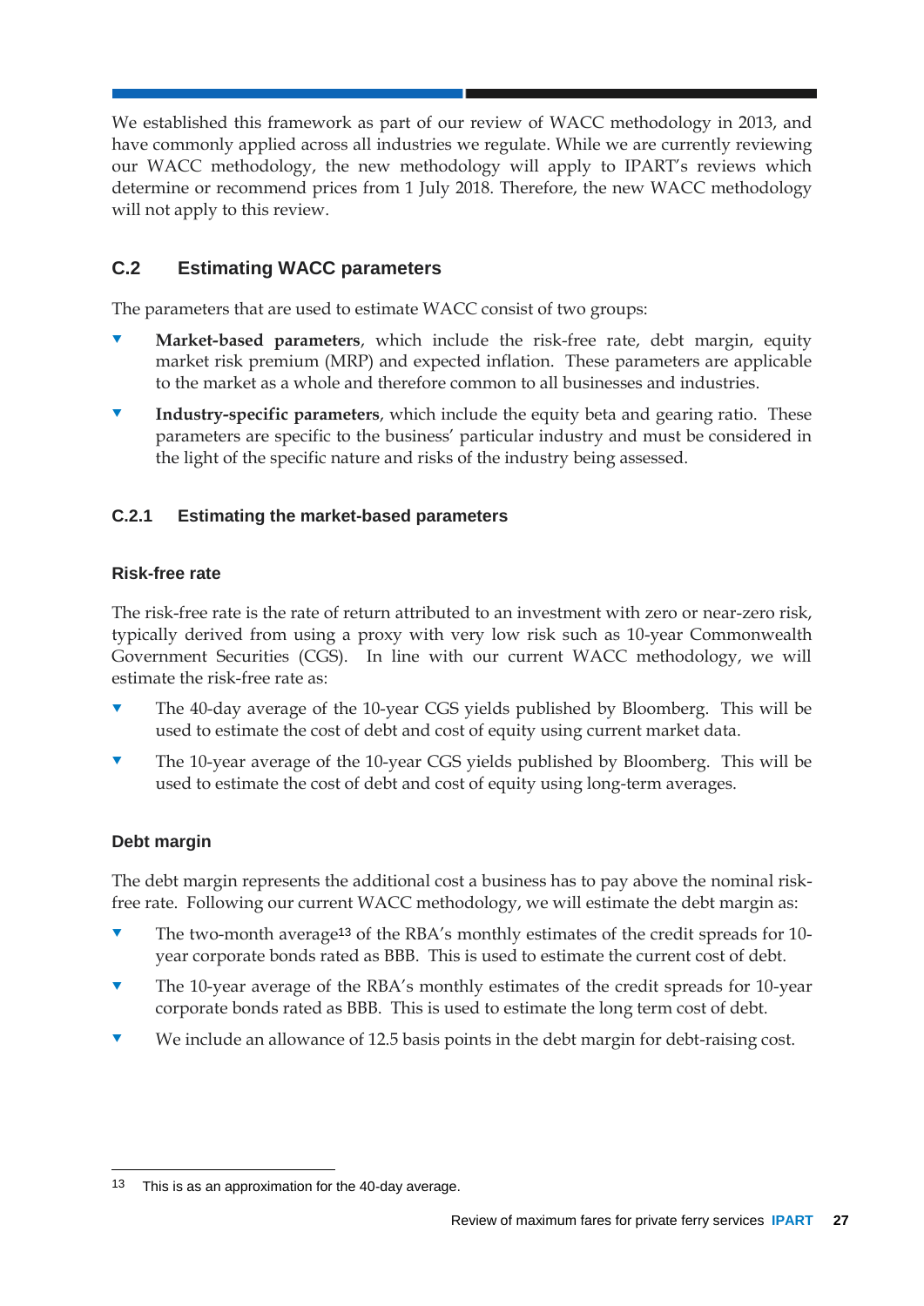We established this framework as part of our review of WACC methodology in 2013, and have commonly applied across all industries we regulate. While we are currently reviewing our WACC methodology, the new methodology will apply to IPART's reviews which determine or recommend prices from 1 July 2018. Therefore, the new WACC methodology will not apply to this review.

## C.2 Estimating WACC parameters

The parameters that are used to estimate WACC consist of two groups:

- **Market-based parameters**, which include the risk-free rate, debt margin, equity market risk premium (MRP) and expected inflation. These parameters are applicable to the market as a whole and therefore common to all businesses and industries.
- **Industry-specific parameters**, which include the equity beta and gearing ratio. These parameters are specific to the business' particular industry and must be considered in the light of the specific nature and risks of the industry being assessed.

### C.2.1 Estimating the market-based parameters

#### Risk-free rate

The risk-free rate is the rate of return attributed to an investment with zero or near-zero risk, typically derived from using a proxy with very low risk such as 10-year Commonwealth Government Securities (CGS). In line with our current WACC methodology, we will estimate the risk-free rate as:

- The 40-day average of the 10-year CGS yields published by Bloomberg. This will be used to estimate the cost of debt and cost of equity using current market data.
- The 10-year average of the 10-year CGS yields published by Bloomberg. This will be used to estimate the cost of debt and cost of equity using long-term averages.

#### Debt margin

The debt margin represents the additional cost a business has to pay above the nominal risk-free rate. Following our current WACC methodology, we will estimate the debt margin as:

- The two-month average[13] of the RBA's monthly estimates of the credit spreads for 10-year corporate bonds rated as BBB. This is used to estimate the current cost of debt.
- The 10-year average of the RBA's monthly estimates of the credit spreads for 10-year corporate bonds rated as BBB. This is used to estimate the long term cost of debt.
- We include an allowance of 12.5 basis points in the debt margin for debt-raising cost.

---

13 This is as an approximation for the 40-day average.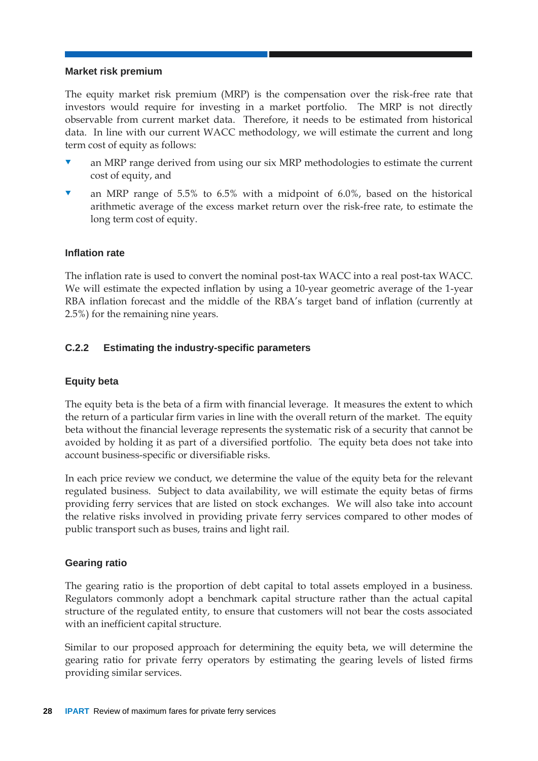### Market risk premium

The equity market risk premium (MRP) is the compensation over the risk-free rate that investors would require for investing in a market portfolio. The MRP is not directly observable from current market data. Therefore, it needs to be estimated from historical data. In line with our current WACC methodology, we will estimate the current and long term cost of equity as follows:

- an MRP range derived from using our six MRP methodologies to estimate the current cost of equity, and
- an MRP range of 5.5% to 6.5% with a midpoint of 6.0%, based on the historical arithmetic average of the excess market return over the risk-free rate, to estimate the long term cost of equity.

### Inflation rate

The inflation rate is used to convert the nominal post-tax WACC into a real post-tax WACC. We will estimate the expected inflation by using a 10-year geometric average of the 1-year RBA inflation forecast and the middle of the RBA's target band of inflation (currently at 2.5%) for the remaining nine years.

## C.2.2 Estimating the industry-specific parameters

### Equity beta

The equity beta is the beta of a firm with financial leverage. It measures the extent to which the return of a particular firm varies in line with the overall return of the market. The equity beta without the financial leverage represents the systematic risk of a security that cannot be avoided by holding it as part of a diversified portfolio. The equity beta does not take into account business-specific or diversifiable risks.

In each price review we conduct, we determine the value of the equity beta for the relevant regulated business. Subject to data availability, we will estimate the equity betas of firms providing ferry services that are listed on stock exchanges. We will also take into account the relative risks involved in providing private ferry services compared to other modes of public transport such as buses, trains and light rail.

### Gearing ratio

The gearing ratio is the proportion of debt capital to total assets employed in a business. Regulators commonly adopt a benchmark capital structure rather than the actual capital structure of the regulated entity, to ensure that customers will not bear the costs associated with an inefficient capital structure.

Similar to our proposed approach for determining the equity beta, we will determine the gearing ratio for private ferry operators by estimating the gearing levels of listed firms providing similar services.